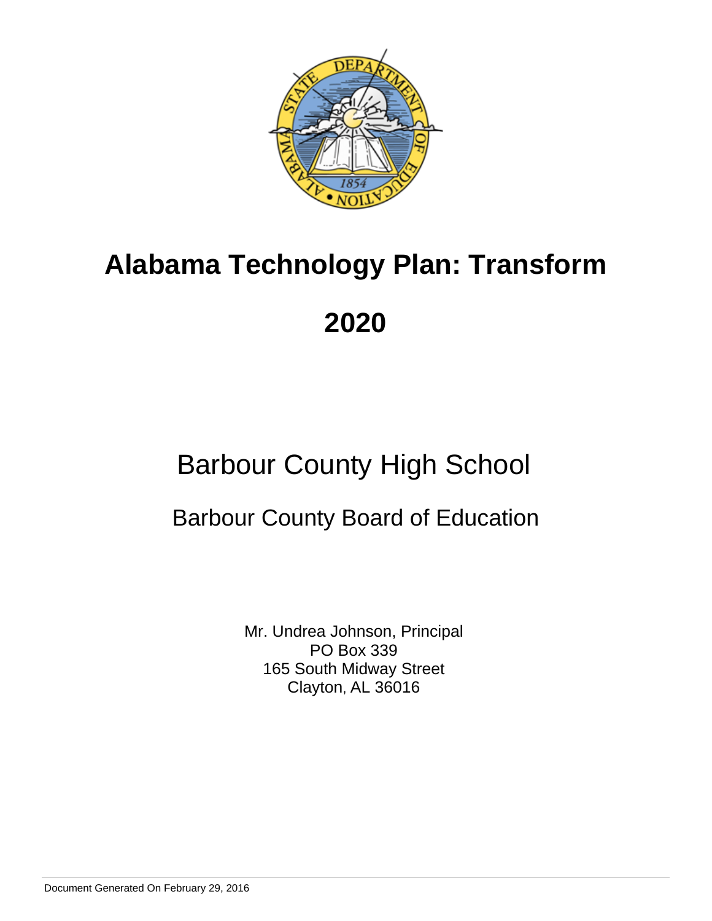# Alabama Technology Plan: Transform

# 2020

## Barbour County High School

### Barbour County Board of Education

Mr. Undrea Johnson, Principal
PO Box 339
165 South Midway Street
Clayton, AL 36016

Document Generated On February 29, 2016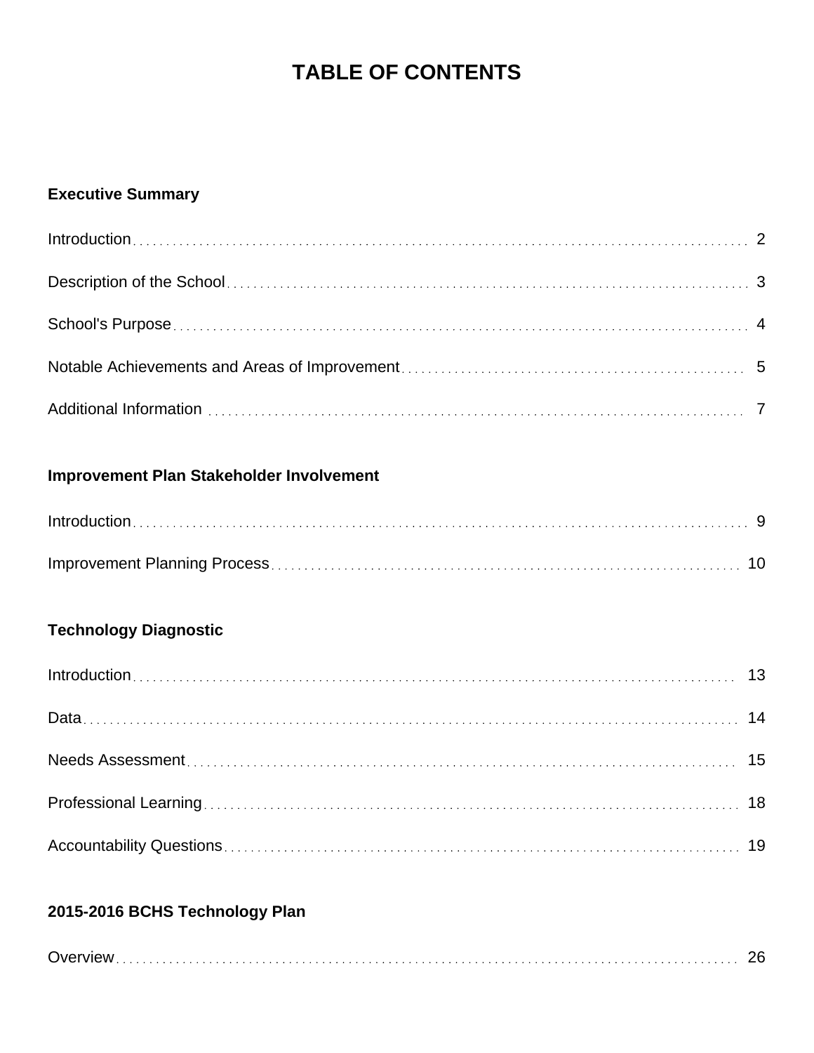# TABLE OF CONTENTS

**Executive Summary**

Introduction . . . . . . . . . . 2

Description of the School . . . . . . . . . . 3

School's Purpose . . . . . . . . . . 4

Notable Achievements and Areas of Improvement . . . . . . . . . . 5

Additional Information . . . . . . . . . . 7

**Improvement Plan Stakeholder Involvement**

Introduction . . . . . . . . . . 9

Improvement Planning Process . . . . . . . . . . 10

**Technology Diagnostic**

Introduction . . . . . . . . . . 13

Data . . . . . . . . . . 14

Needs Assessment . . . . . . . . . . 15

Professional Learning . . . . . . . . . . 18

Accountability Questions . . . . . . . . . . 19

**2015-2016 BCHS Technology Plan**

Overview . . . . . . . . . . 26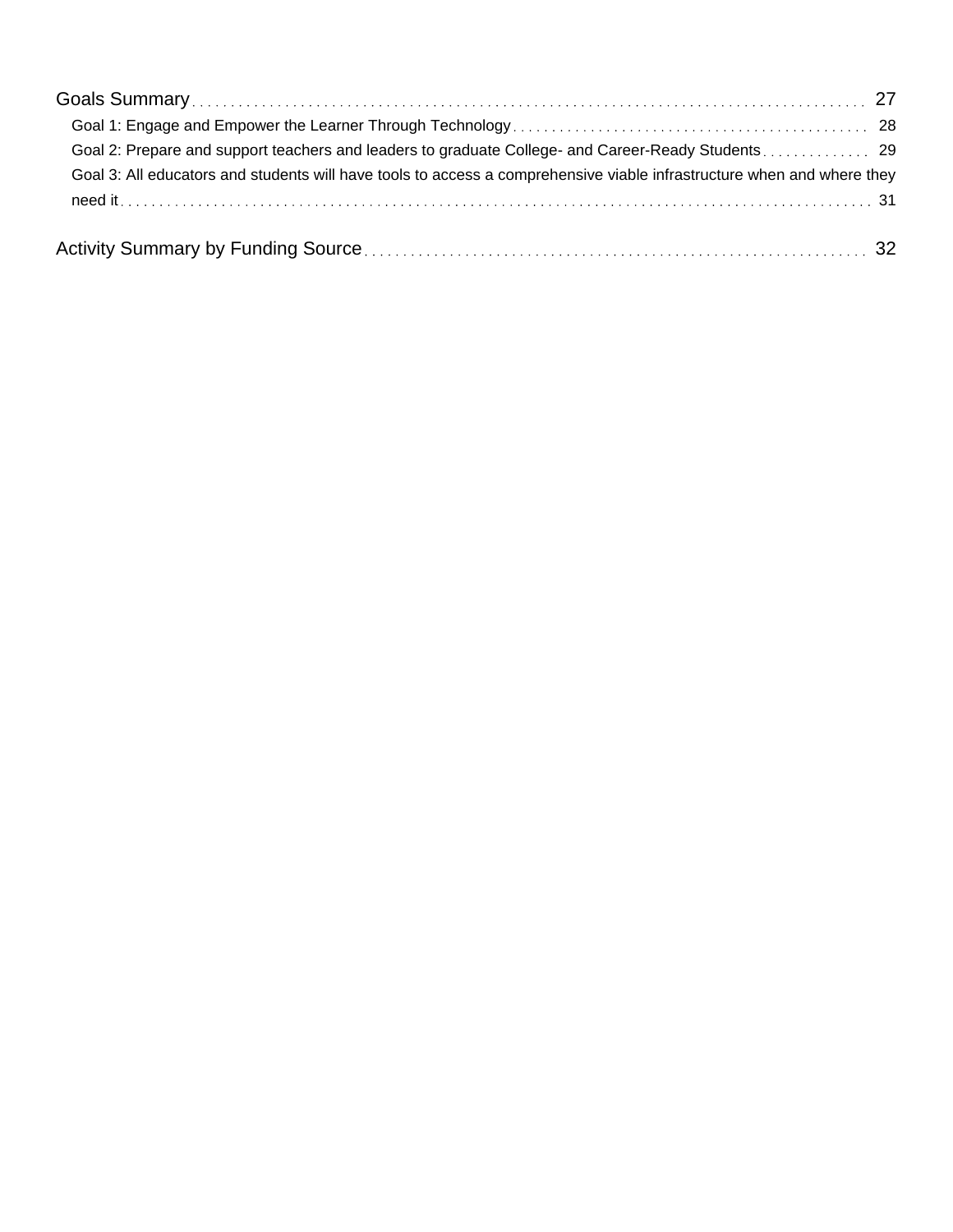Goals Summary . . . . . . . . . . . . . . . . . . . . . . . . . . . . . . . . . . . . . . . . . . . . . . . . . . . . . . . . . . . . . . 27

- Goal 1: Engage and Empower the Learner Through Technology . . . . . . . . . . . . . . . . . . . . . . . . . . . . . . 28
- Goal 2: Prepare and support teachers and leaders to graduate College- and Career-Ready Students . . . . . . . . 29
- Goal 3: All educators and students will have tools to access a comprehensive viable infrastructure when and where they need it . . . . . . . . . . . . . . . . . . . . . . . . . . . . . . . . . . . . . . . . . . . . . . . . . . . . . . . . . . . . 31

Activity Summary by Funding Source . . . . . . . . . . . . . . . . . . . . . . . . . . . . . . . . . . . . . . . . . . . . . . 32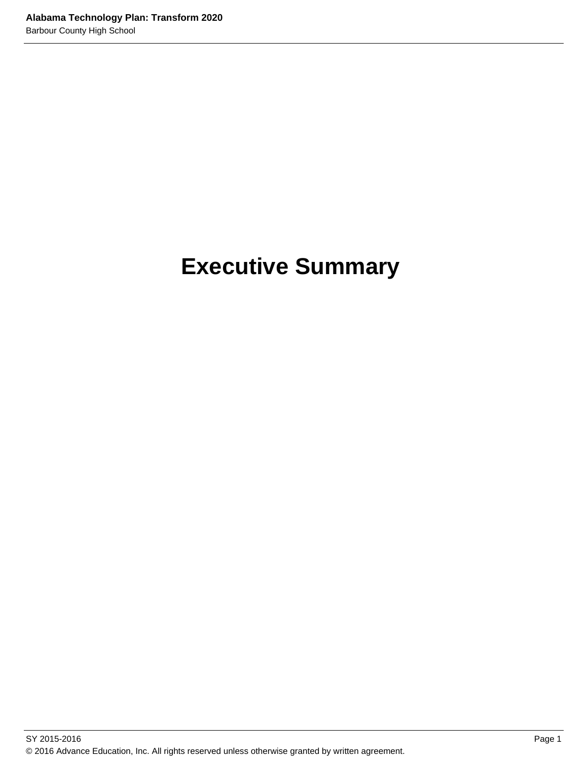# Executive Summary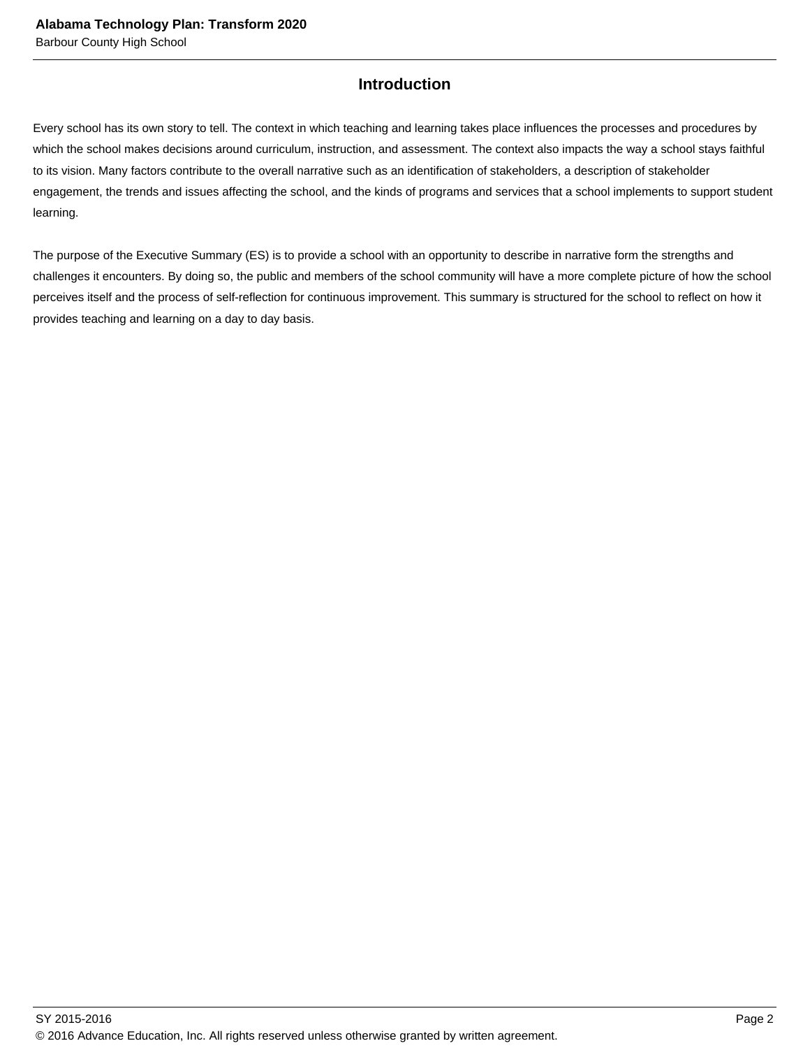## Introduction

Every school has its own story to tell. The context in which teaching and learning takes place influences the processes and procedures by which the school makes decisions around curriculum, instruction, and assessment. The context also impacts the way a school stays faithful to its vision. Many factors contribute to the overall narrative such as an identification of stakeholders, a description of stakeholder engagement, the trends and issues affecting the school, and the kinds of programs and services that a school implements to support student learning.

The purpose of the Executive Summary (ES) is to provide a school with an opportunity to describe in narrative form the strengths and challenges it encounters. By doing so, the public and members of the school community will have a more complete picture of how the school perceives itself and the process of self-reflection for continuous improvement. This summary is structured for the school to reflect on how it provides teaching and learning on a day to day basis.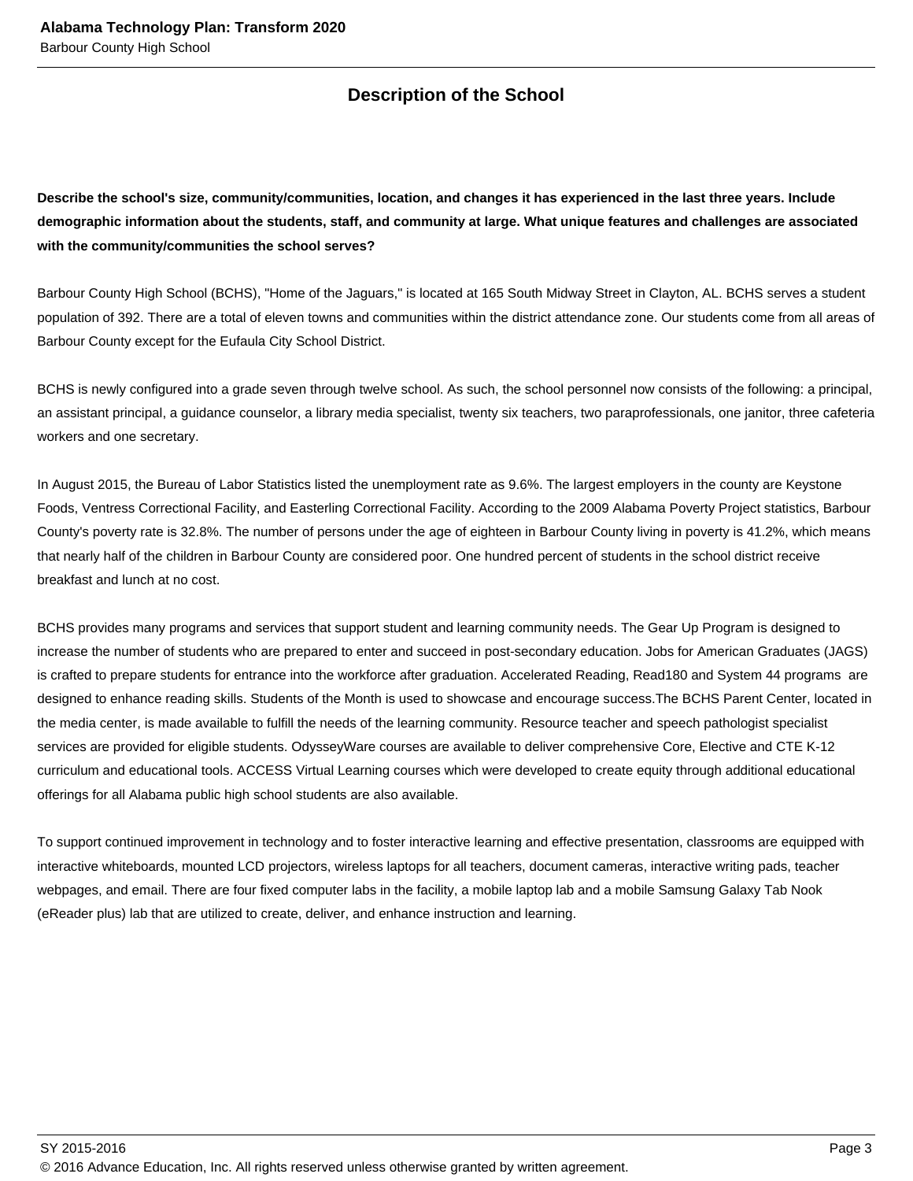## Description of the School

**Describe the school's size, community/communities, location, and changes it has experienced in the last three years. Include demographic information about the students, staff, and community at large. What unique features and challenges are associated with the community/communities the school serves?**

Barbour County High School (BCHS), "Home of the Jaguars," is located at 165 South Midway Street in Clayton, AL. BCHS serves a student population of 392. There are a total of eleven towns and communities within the district attendance zone. Our students come from all areas of Barbour County except for the Eufaula City School District.

BCHS is newly configured into a grade seven through twelve school. As such, the school personnel now consists of the following: a principal, an assistant principal, a guidance counselor, a library media specialist, twenty six teachers, two paraprofessionals, one janitor, three cafeteria workers and one secretary.

In August 2015, the Bureau of Labor Statistics listed the unemployment rate as 9.6%. The largest employers in the county are Keystone Foods, Ventress Correctional Facility, and Easterling Correctional Facility. According to the 2009 Alabama Poverty Project statistics, Barbour County's poverty rate is 32.8%. The number of persons under the age of eighteen in Barbour County living in poverty is 41.2%, which means that nearly half of the children in Barbour County are considered poor. One hundred percent of students in the school district receive breakfast and lunch at no cost.

BCHS provides many programs and services that support student and learning community needs. The Gear Up Program is designed to increase the number of students who are prepared to enter and succeed in post-secondary education. Jobs for American Graduates (JAGS) is crafted to prepare students for entrance into the workforce after graduation. Accelerated Reading, Read180 and System 44 programs are designed to enhance reading skills. Students of the Month is used to showcase and encourage success.The BCHS Parent Center, located in the media center, is made available to fulfill the needs of the learning community. Resource teacher and speech pathologist specialist services are provided for eligible students. OdysseyWare courses are available to deliver comprehensive Core, Elective and CTE K-12 curriculum and educational tools. ACCESS Virtual Learning courses which were developed to create equity through additional educational offerings for all Alabama public high school students are also available.

To support continued improvement in technology and to foster interactive learning and effective presentation, classrooms are equipped with interactive whiteboards, mounted LCD projectors, wireless laptops for all teachers, document cameras, interactive writing pads, teacher webpages, and email. There are four fixed computer labs in the facility, a mobile laptop lab and a mobile Samsung Galaxy Tab Nook (eReader plus) lab that are utilized to create, deliver, and enhance instruction and learning.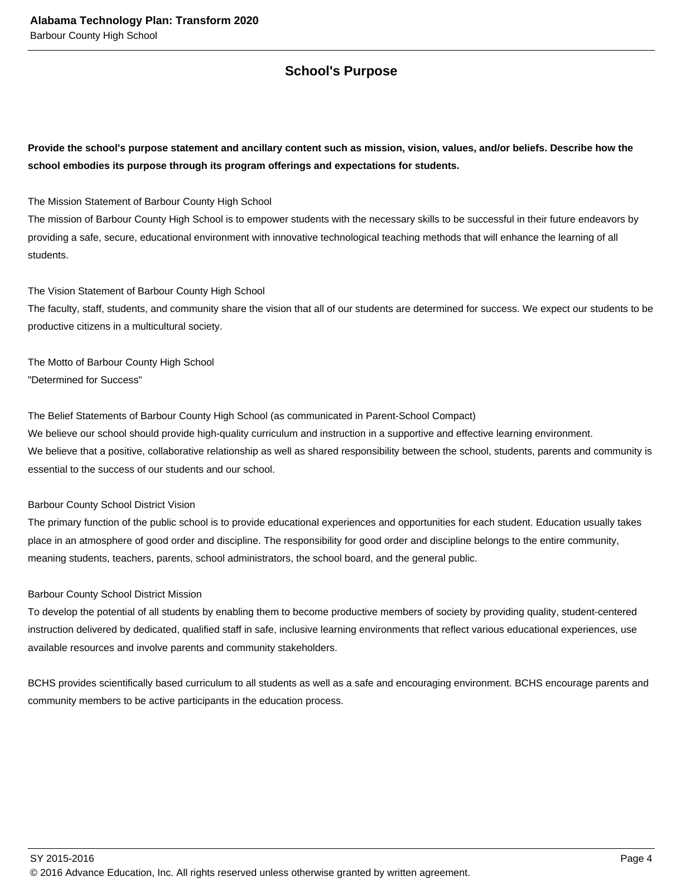## School's Purpose

**Provide the school's purpose statement and ancillary content such as mission, vision, values, and/or beliefs. Describe how the school embodies its purpose through its program offerings and expectations for students.**

The Mission Statement of Barbour County High School
The mission of Barbour County High School is to empower students with the necessary skills to be successful in their future endeavors by providing a safe, secure, educational environment with innovative technological teaching methods that will enhance the learning of all students.

The Vision Statement of Barbour County High School
The faculty, staff, students, and community share the vision that all of our students are determined for success. We expect our students to be productive citizens in a multicultural society.

The Motto of Barbour County High School
"Determined for Success"

The Belief Statements of Barbour County High School (as communicated in Parent-School Compact)
We believe our school should provide high-quality curriculum and instruction in a supportive and effective learning environment.
We believe that a positive, collaborative relationship as well as shared responsibility between the school, students, parents and community is essential to the success of our students and our school.

Barbour County School District Vision
The primary function of the public school is to provide educational experiences and opportunities for each student. Education usually takes place in an atmosphere of good order and discipline. The responsibility for good order and discipline belongs to the entire community, meaning students, teachers, parents, school administrators, the school board, and the general public.

Barbour County School District Mission
To develop the potential of all students by enabling them to become productive members of society by providing quality, student-centered instruction delivered by dedicated, qualified staff in safe, inclusive learning environments that reflect various educational experiences, use available resources and involve parents and community stakeholders.

BCHS provides scientifically based curriculum to all students as well as a safe and encouraging environment. BCHS encourage parents and community members to be active participants in the education process.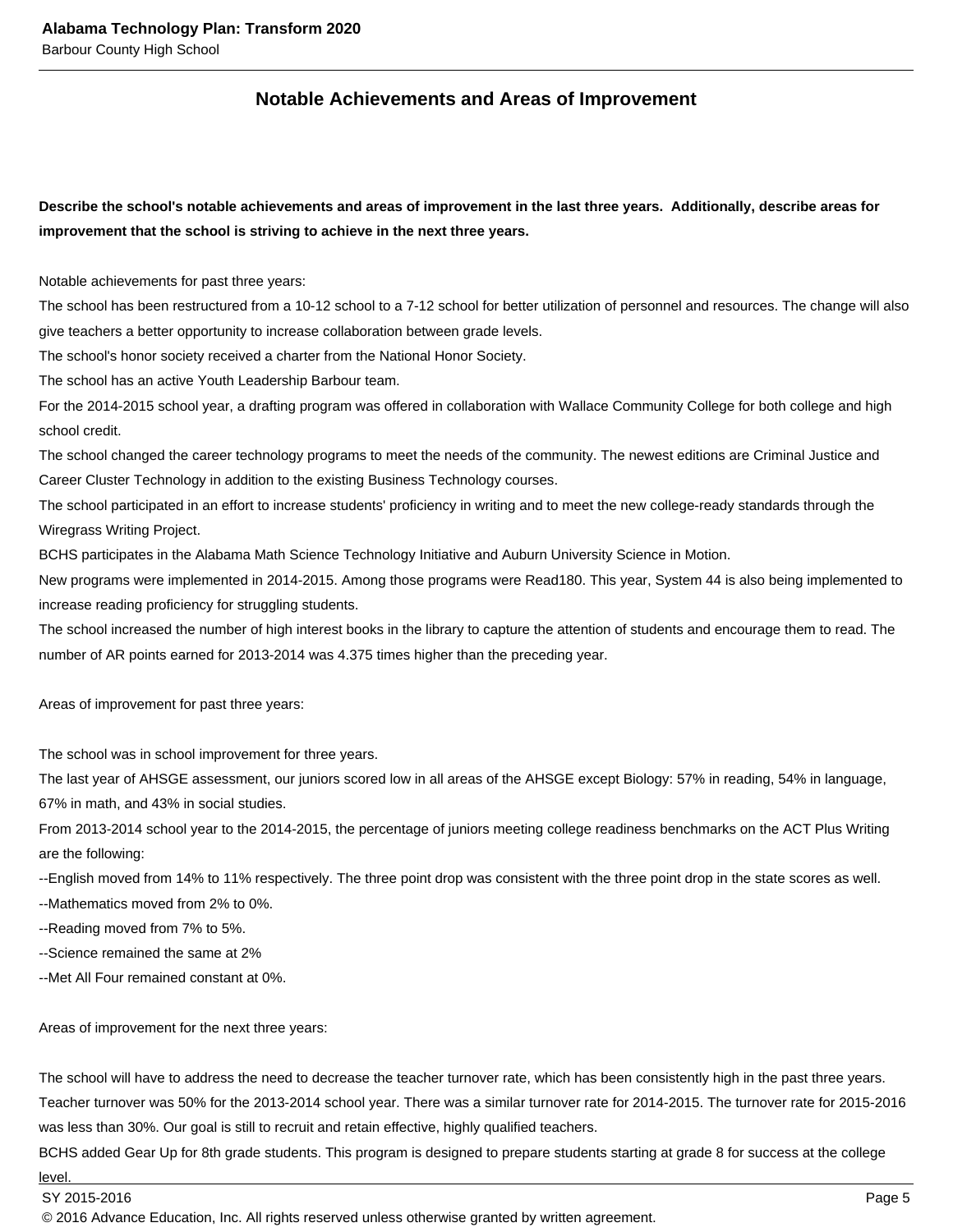## Notable Achievements and Areas of Improvement

**Describe the school's notable achievements and areas of improvement in the last three years. Additionally, describe areas for improvement that the school is striving to achieve in the next three years.**

Notable achievements for past three years:
The school has been restructured from a 10-12 school to a 7-12 school for better utilization of personnel and resources. The change will also give teachers a better opportunity to increase collaboration between grade levels.
The school's honor society received a charter from the National Honor Society.
The school has an active Youth Leadership Barbour team.
For the 2014-2015 school year, a drafting program was offered in collaboration with Wallace Community College for both college and high school credit.
The school changed the career technology programs to meet the needs of the community. The newest editions are Criminal Justice and Career Cluster Technology in addition to the existing Business Technology courses.
The school participated in an effort to increase students' proficiency in writing and to meet the new college-ready standards through the Wiregrass Writing Project.
BCHS participates in the Alabama Math Science Technology Initiative and Auburn University Science in Motion.
New programs were implemented in 2014-2015. Among those programs were Read180. This year, System 44 is also being implemented to increase reading proficiency for struggling students.
The school increased the number of high interest books in the library to capture the attention of students and encourage them to read. The number of AR points earned for 2013-2014 was 4.375 times higher than the preceding year.

Areas of improvement for past three years:

The school was in school improvement for three years.
The last year of AHSGE assessment, our juniors scored low in all areas of the AHSGE except Biology: 57% in reading, 54% in language, 67% in math, and 43% in social studies.
From 2013-2014 school year to the 2014-2015, the percentage of juniors meeting college readiness benchmarks on the ACT Plus Writing are the following:
--English moved from 14% to 11% respectively. The three point drop was consistent with the three point drop in the state scores as well.
--Mathematics moved from 2% to 0%.
--Reading moved from 7% to 5%.
--Science remained the same at 2%
--Met All Four remained constant at 0%.

Areas of improvement for the next three years:

The school will have to address the need to decrease the teacher turnover rate, which has been consistently high in the past three years. Teacher turnover was 50% for the 2013-2014 school year. There was a similar turnover rate for 2014-2015. The turnover rate for 2015-2016 was less than 30%. Our goal is still to recruit and retain effective, highly qualified teachers.
BCHS added Gear Up for 8th grade students. This program is designed to prepare students starting at grade 8 for success at the college level.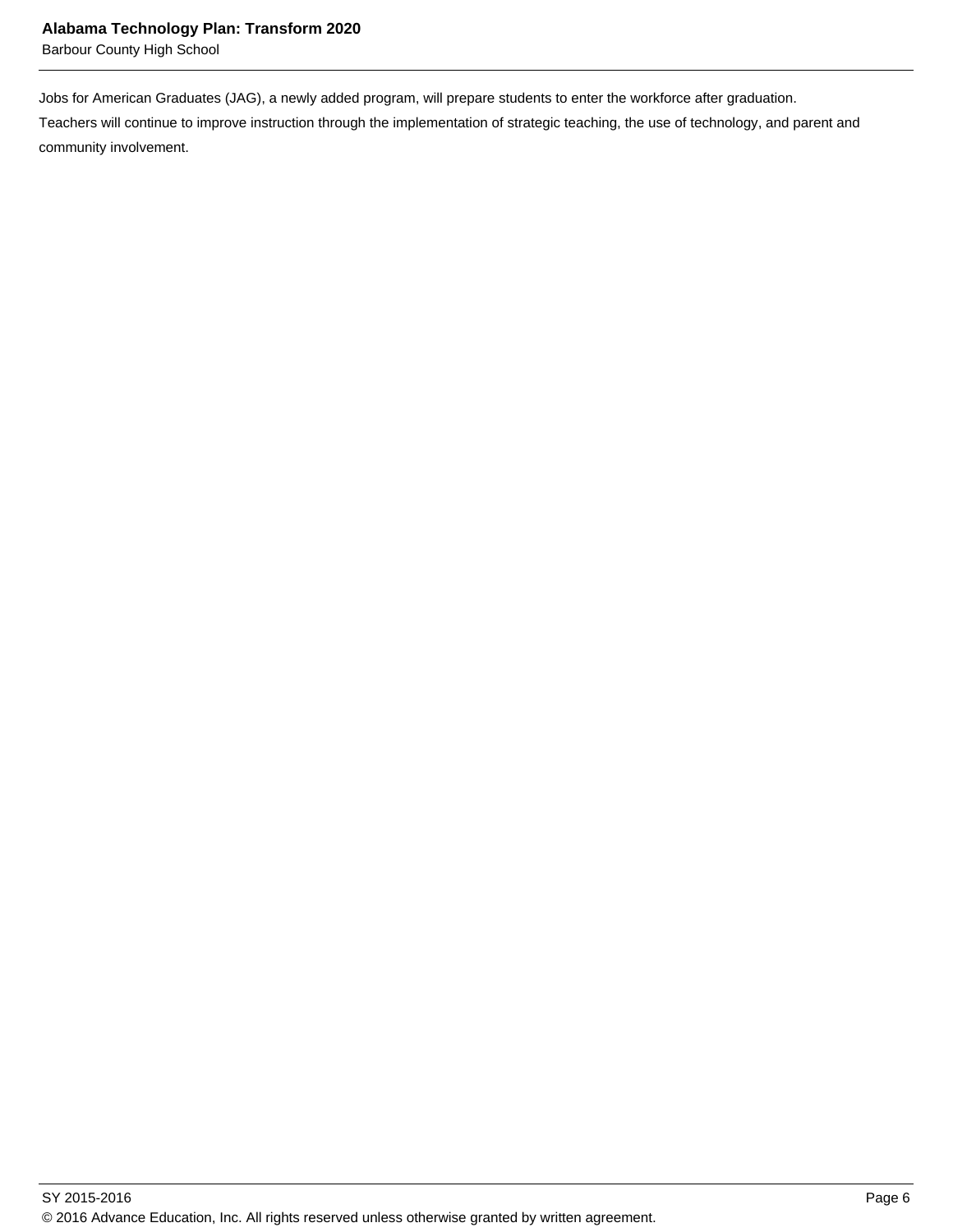Jobs for American Graduates (JAG), a newly added program, will prepare students to enter the workforce after graduation.

Teachers will continue to improve instruction through the implementation of strategic teaching, the use of technology, and parent and community involvement.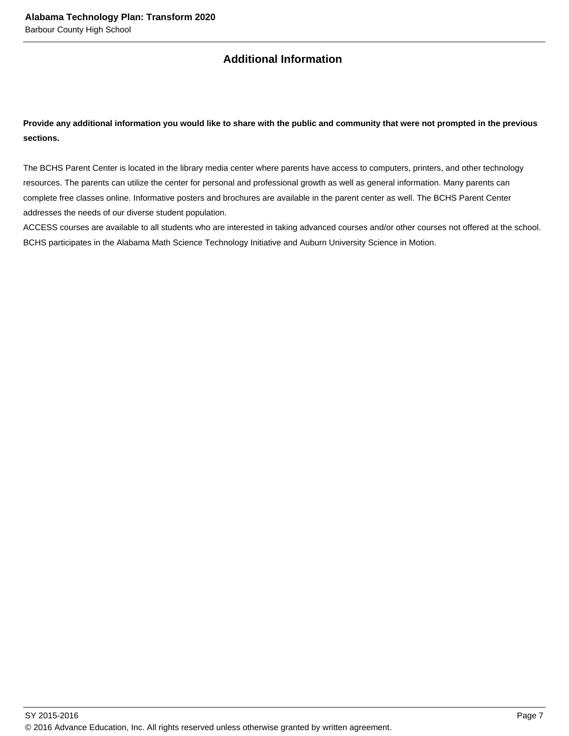## Additional Information

**Provide any additional information you would like to share with the public and community that were not prompted in the previous sections.**

The BCHS Parent Center is located in the library media center where parents have access to computers, printers, and other technology resources. The parents can utilize the center for personal and professional growth as well as general information. Many parents can complete free classes online. Informative posters and brochures are available in the parent center as well. The BCHS Parent Center addresses the needs of our diverse student population.
ACCESS courses are available to all students who are interested in taking advanced courses and/or other courses not offered at the school.
BCHS participates in the Alabama Math Science Technology Initiative and Auburn University Science in Motion.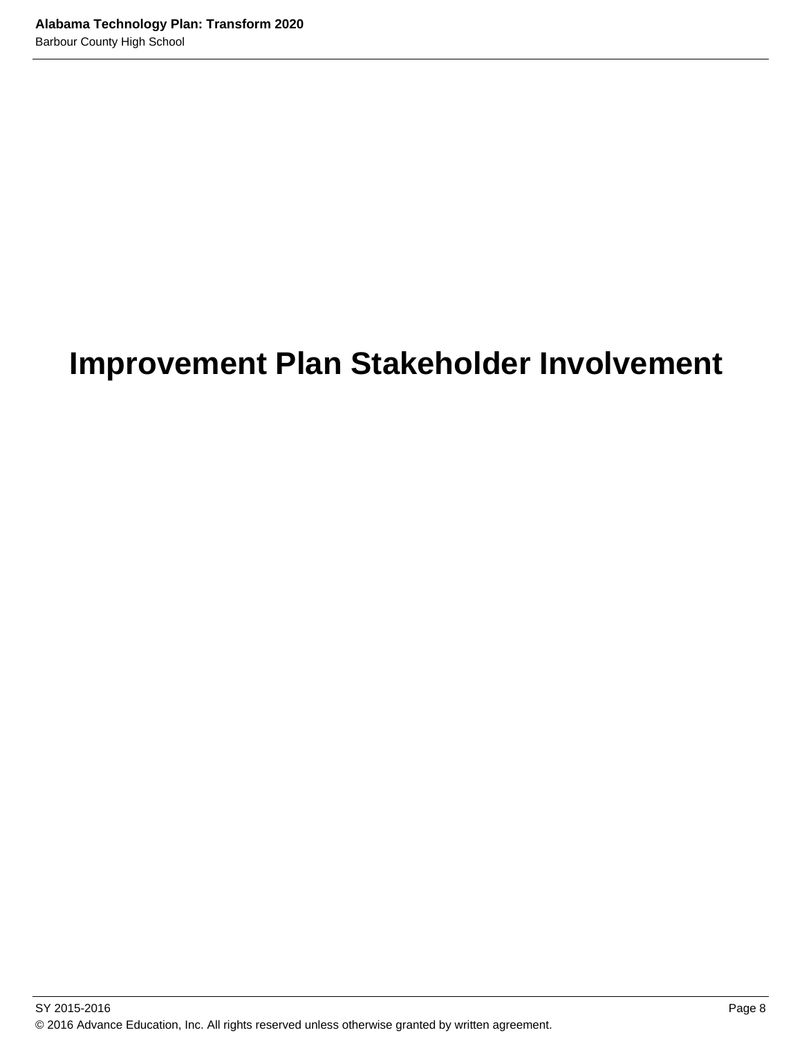# Improvement Plan Stakeholder Involvement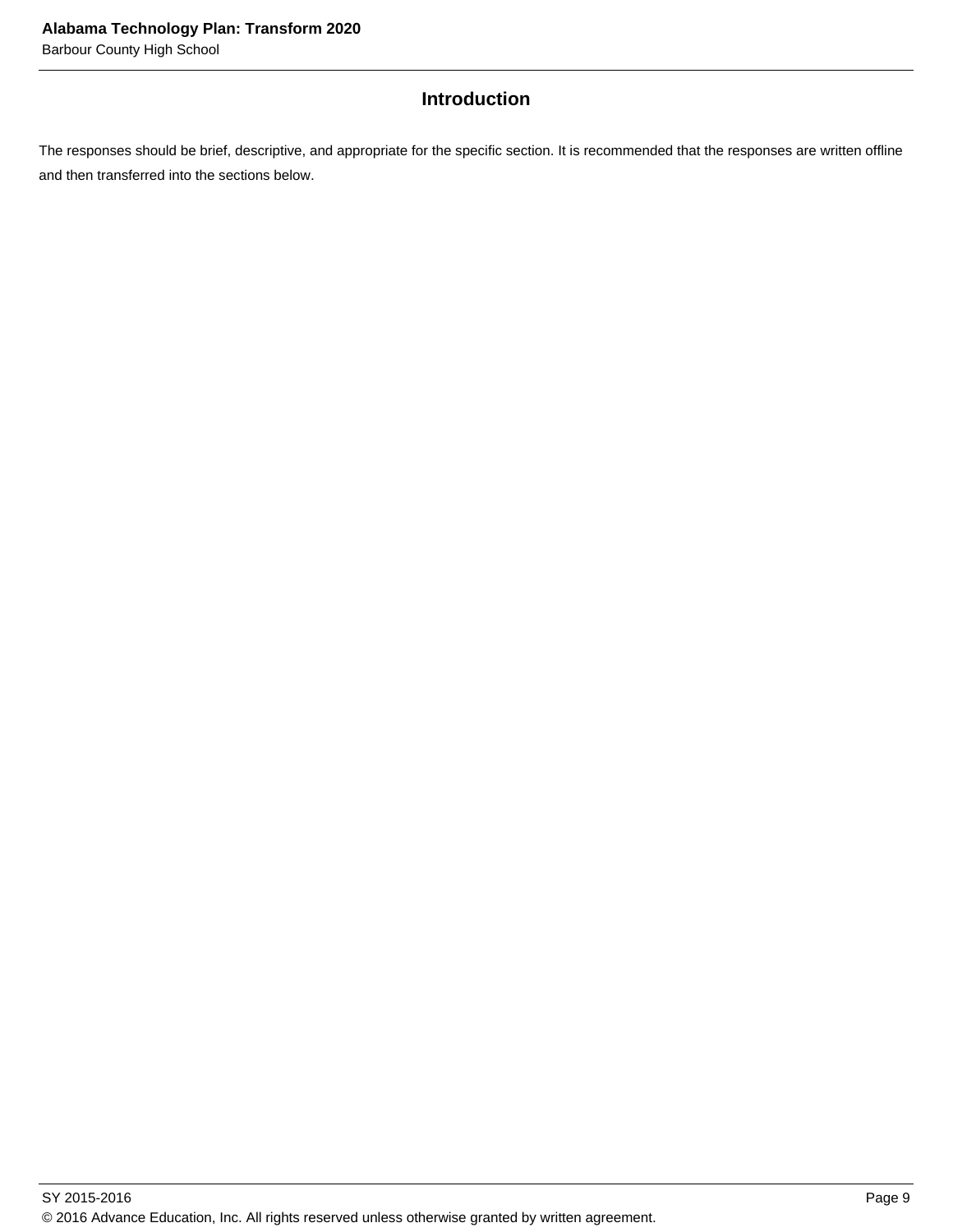## Introduction

The responses should be brief, descriptive, and appropriate for the specific section. It is recommended that the responses are written offline and then transferred into the sections below.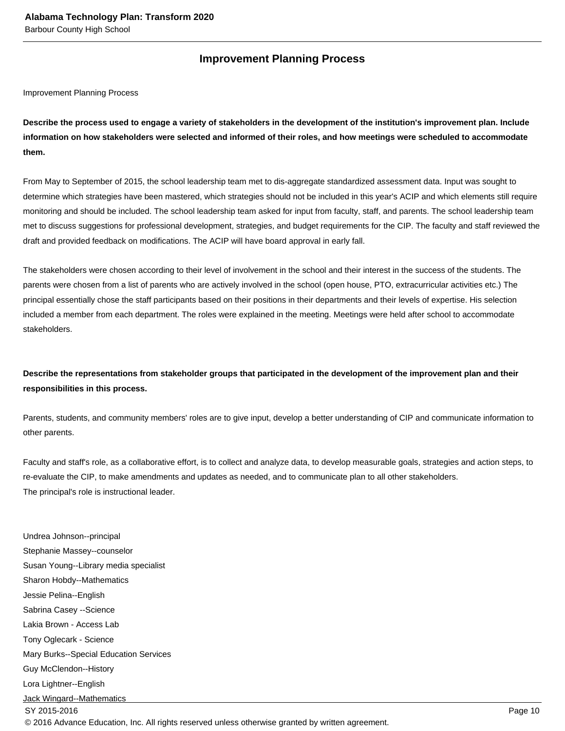## Improvement Planning Process

Improvement Planning Process

**Describe the process used to engage a variety of stakeholders in the development of the institution's improvement plan. Include information on how stakeholders were selected and informed of their roles, and how meetings were scheduled to accommodate them.**

From May to September of 2015, the school leadership team met to dis-aggregate standardized assessment data. Input was sought to determine which strategies have been mastered, which strategies should not be included in this year's ACIP and which elements still require monitoring and should be included. The school leadership team asked for input from faculty, staff, and parents. The school leadership team met to discuss suggestions for professional development, strategies, and budget requirements for the CIP. The faculty and staff reviewed the draft and provided feedback on modifications. The ACIP will have board approval in early fall.

The stakeholders were chosen according to their level of involvement in the school and their interest in the success of the students. The parents were chosen from a list of parents who are actively involved in the school (open house, PTO, extracurricular activities etc.) The principal essentially chose the staff participants based on their positions in their departments and their levels of expertise. His selection included a member from each department. The roles were explained in the meeting. Meetings were held after school to accommodate stakeholders.

**Describe the representations from stakeholder groups that participated in the development of the improvement plan and their responsibilities in this process.**

Parents, students, and community members' roles are to give input, develop a better understanding of CIP and communicate information to other parents.

Faculty and staff's role, as a collaborative effort, is to collect and analyze data, to develop measurable goals, strategies and action steps, to re-evaluate the CIP, to make amendments and updates as needed, and to communicate plan to all other stakeholders.
The principal's role is instructional leader.

Undrea Johnson--principal
Stephanie Massey--counselor
Susan Young--Library media specialist
Sharon Hobdy--Mathematics
Jessie Pelina--English
Sabrina Casey --Science
Lakia Brown - Access Lab
Tony Oglecark - Science
Mary Burks--Special Education Services
Guy McClendon--History
Lora Lightner--English
Jack Wingard--Mathematics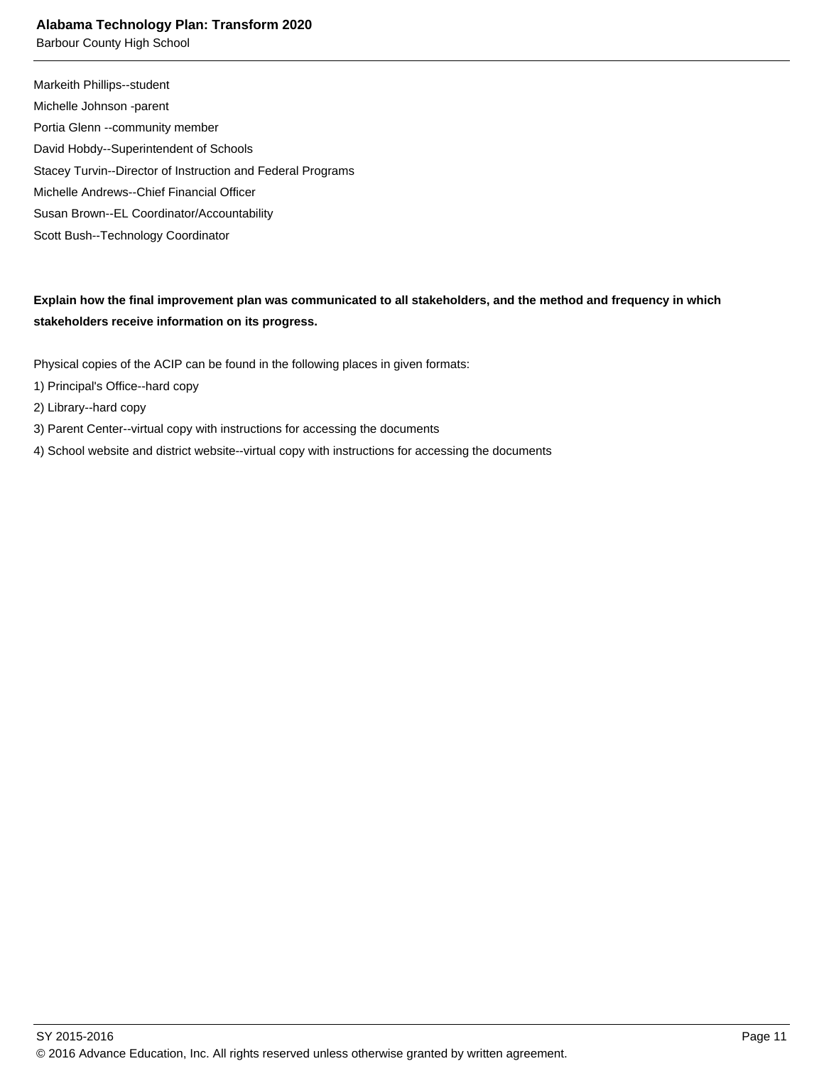Markeith Phillips--student

Michelle Johnson -parent

Portia Glenn --community member

David Hobdy--Superintendent of Schools

Stacey Turvin--Director of Instruction and Federal Programs

Michelle Andrews--Chief Financial Officer

Susan Brown--EL Coordinator/Accountability

Scott Bush--Technology Coordinator

**Explain how the final improvement plan was communicated to all stakeholders, and the method and frequency in which stakeholders receive information on its progress.**

Physical copies of the ACIP can be found in the following places in given formats:

1) Principal's Office--hard copy

2) Library--hard copy

3) Parent Center--virtual copy with instructions for accessing the documents

4) School website and district website--virtual copy with instructions for accessing the documents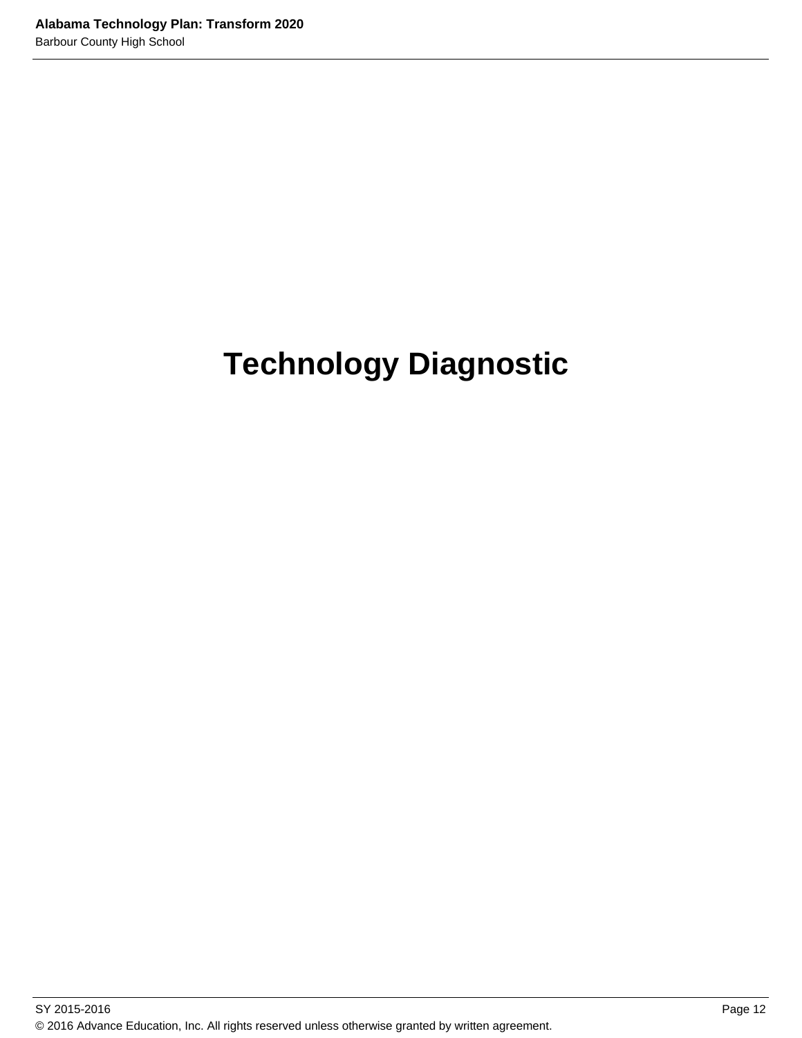# Technology Diagnostic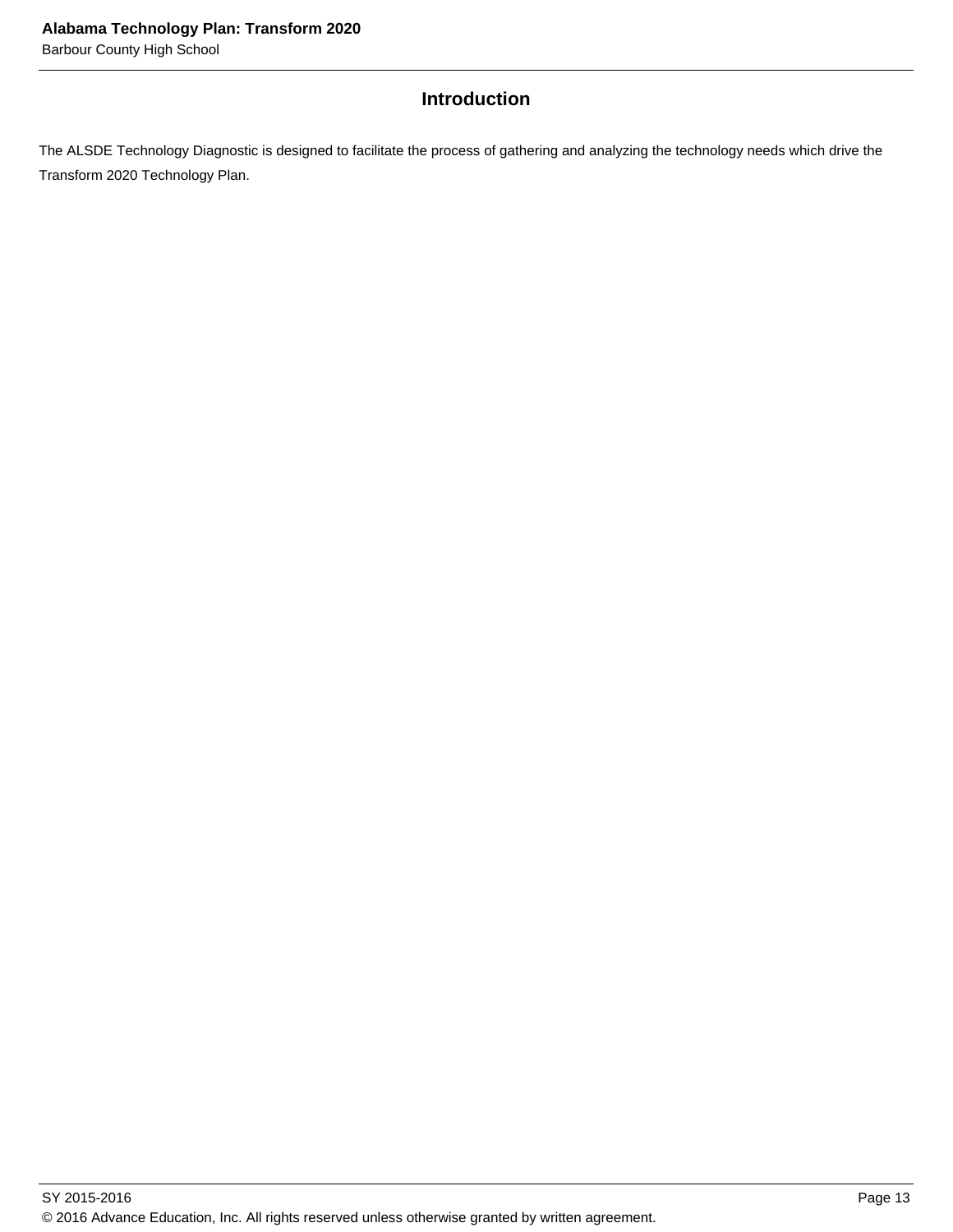## Introduction

The ALSDE Technology Diagnostic is designed to facilitate the process of gathering and analyzing the technology needs which drive the Transform 2020 Technology Plan.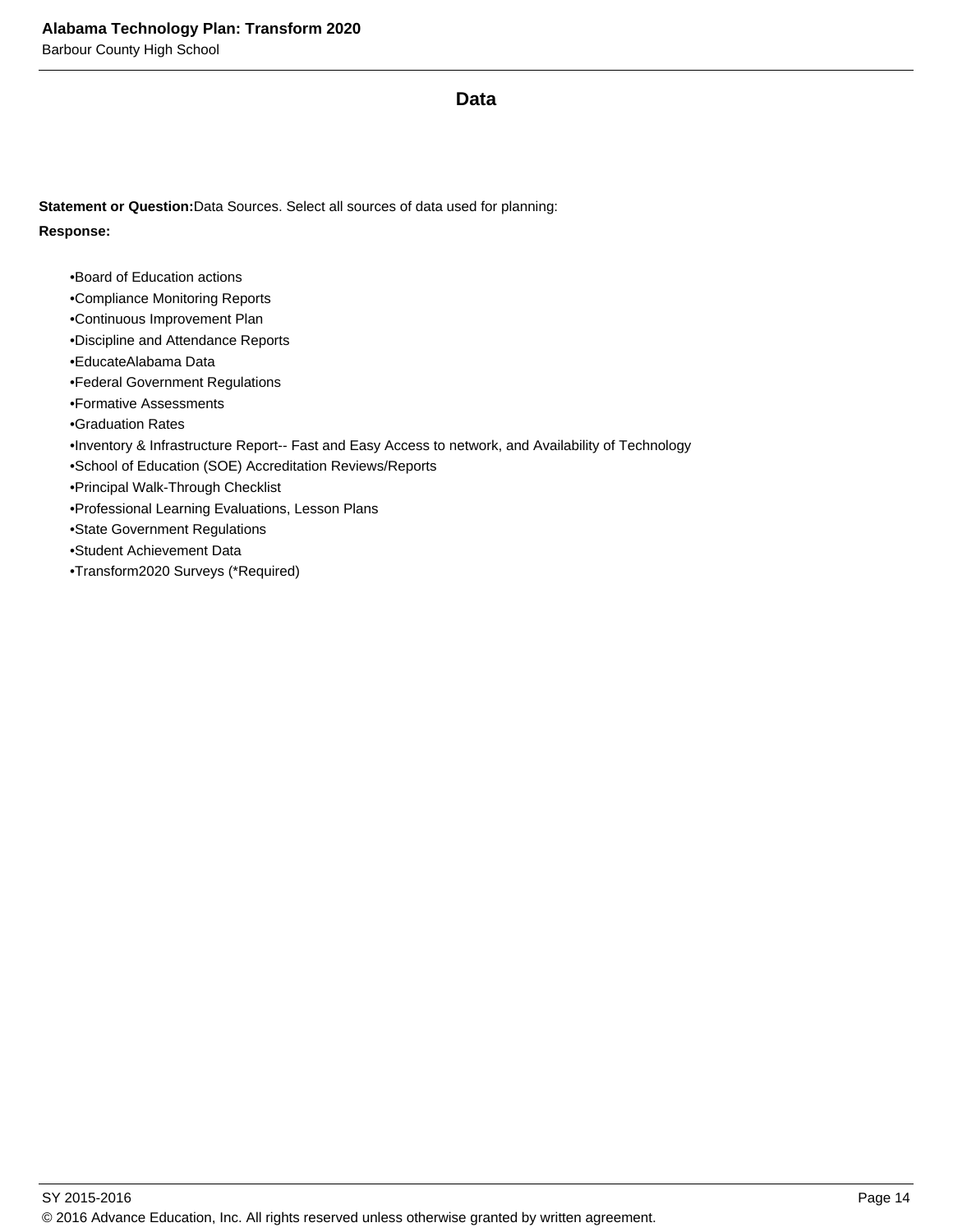## Data

**Statement or Question:** Data Sources. Select all sources of data used for planning:

**Response:**

- Board of Education actions
- Compliance Monitoring Reports
- Continuous Improvement Plan
- Discipline and Attendance Reports
- EducateAlabama Data
- Federal Government Regulations
- Formative Assessments
- Graduation Rates
- Inventory & Infrastructure Report-- Fast and Easy Access to network, and Availability of Technology
- School of Education (SOE) Accreditation Reviews/Reports
- Principal Walk-Through Checklist
- Professional Learning Evaluations, Lesson Plans
- State Government Regulations
- Student Achievement Data
- Transform2020 Surveys (*Required)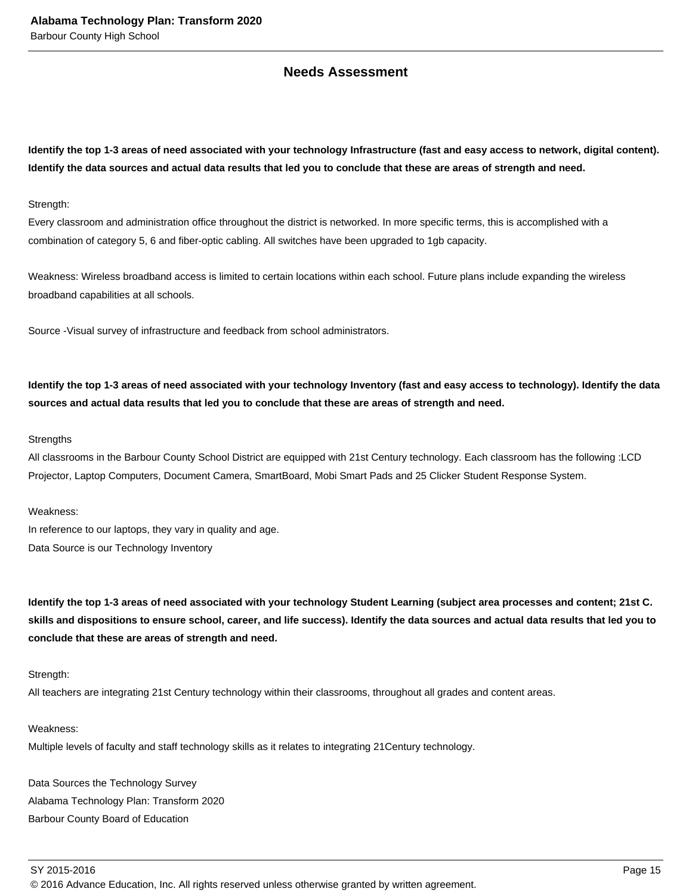## Needs Assessment

**Identify the top 1-3 areas of need associated with your technology Infrastructure (fast and easy access to network, digital content). Identify the data sources and actual data results that led you to conclude that these are areas of strength and need.**

Strength:
Every classroom and administration office throughout the district is networked. In more specific terms, this is accomplished with a combination of category 5, 6 and fiber-optic cabling. All switches have been upgraded to 1gb capacity.

Weakness: Wireless broadband access is limited to certain locations within each school. Future plans include expanding the wireless broadband capabilities at all schools.

Source -Visual survey of infrastructure and feedback from school administrators.

**Identify the top 1-3 areas of need associated with your technology Inventory (fast and easy access to technology). Identify the data sources and actual data results that led you to conclude that these are areas of strength and need.**

Strengths
All classrooms in the Barbour County School District are equipped with 21st Century technology. Each classroom has the following :LCD Projector, Laptop Computers, Document Camera, SmartBoard, Mobi Smart Pads and 25 Clicker Student Response System.

Weakness:
In reference to our laptops, they vary in quality and age.
Data Source is our Technology Inventory

**Identify the top 1-3 areas of need associated with your technology Student Learning (subject area processes and content; 21st C. skills and dispositions to ensure school, career, and life success). Identify the data sources and actual data results that led you to conclude that these are areas of strength and need.**

Strength:
All teachers are integrating 21st Century technology within their classrooms, throughout all grades and content areas.

Weakness:
Multiple levels of faculty and staff technology skills as it relates to integrating 21Century technology.

Data Sources the Technology Survey
Alabama Technology Plan: Transform 2020
Barbour County Board of Education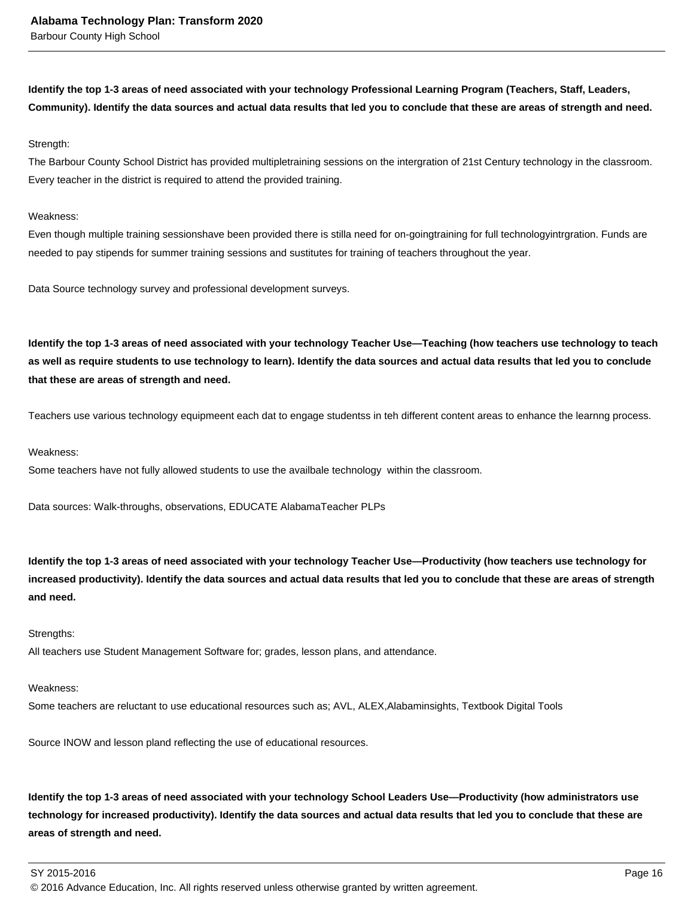**Identify the top 1-3 areas of need associated with your technology Professional Learning Program (Teachers, Staff, Leaders, Community). Identify the data sources and actual data results that led you to conclude that these are areas of strength and need.**

Strength:
The Barbour County School District has provided multipletraining sessions on the intergration of 21st Century technology in the classroom. Every teacher in the district is required to attend the provided training.

Weakness:
Even though multiple training sessionshave been provided there is stilla need for on-goingtraining for full technologyintrgration. Funds are needed to pay stipends for summer training sessions and sustitutes for training of teachers throughout the year.

Data Source technology survey and professional development surveys.

**Identify the top 1-3 areas of need associated with your technology Teacher Use—Teaching (how teachers use technology to teach as well as require students to use technology to learn). Identify the data sources and actual data results that led you to conclude that these are areas of strength and need.**

Teachers use various technology equipmeent each dat to engage studentss in teh different content areas to enhance the learnng process.

Weakness:
Some teachers have not fully allowed students to use the availbale technology within the classroom.

Data sources: Walk-throughs, observations, EDUCATE AlabamaTeacher PLPs

**Identify the top 1-3 areas of need associated with your technology Teacher Use—Productivity (how teachers use technology for increased productivity). Identify the data sources and actual data results that led you to conclude that these are areas of strength and need.**

Strengths:
All teachers use Student Management Software for; grades, lesson plans, and attendance.

Weakness:
Some teachers are reluctant to use educational resources such as; AVL, ALEX,Alabaminsights, Textbook Digital Tools

Source INOW and lesson pland reflecting the use of educational resources.

**Identify the top 1-3 areas of need associated with your technology School Leaders Use—Productivity (how administrators use technology for increased productivity). Identify the data sources and actual data results that led you to conclude that these are areas of strength and need.**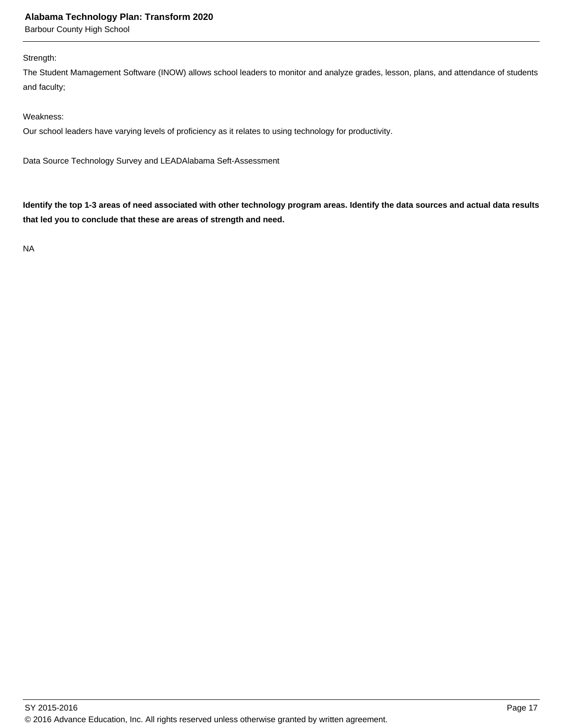Strength:

The Student Mamagement Software (INOW) allows school leaders to monitor and analyze grades, lesson, plans, and attendance of students and faculty;

Weakness:

Our school leaders have varying levels of proficiency as it relates to using technology for productivity.

Data Source Technology Survey and LEADAlabama Seft-Assessment

**Identify the top 1-3 areas of need associated with other technology program areas. Identify the data sources and actual data results that led you to conclude that these are areas of strength and need.**

NA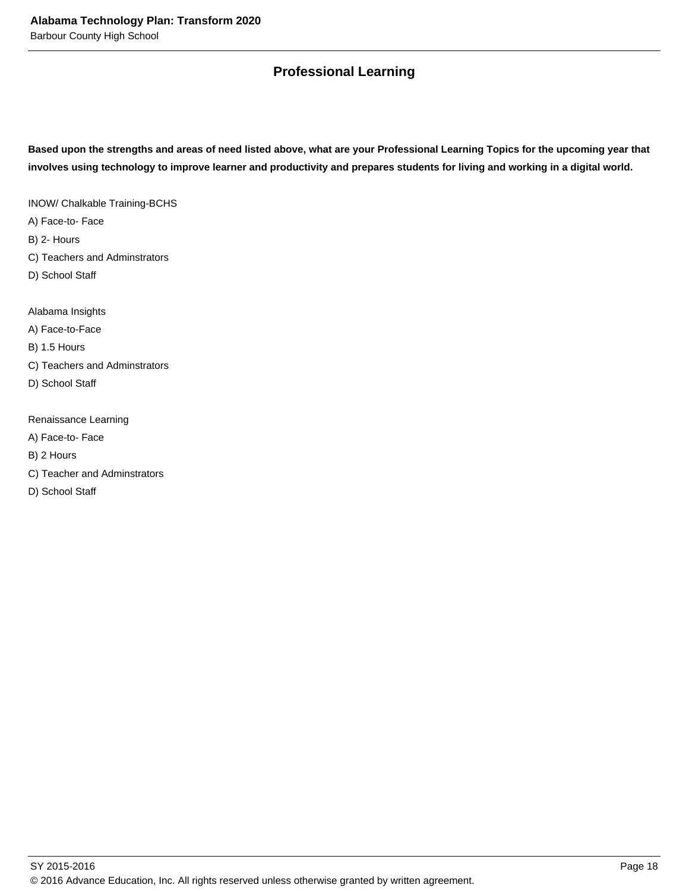## Professional Learning

**Based upon the strengths and areas of need listed above, what are your Professional Learning Topics for the upcoming year that involves using technology to improve learner and productivity and prepares students for living and working in a digital world.**

INOW/ Chalkable Training-BCHS
A) Face-to- Face
B) 2- Hours
C) Teachers and Adminstrators
D) School Staff

Alabama Insights
A) Face-to-Face
B) 1.5 Hours
C) Teachers and Adminstrators
D) School Staff

Renaissance Learning
A) Face-to- Face
B) 2 Hours
C) Teacher and Adminstrators
D) School Staff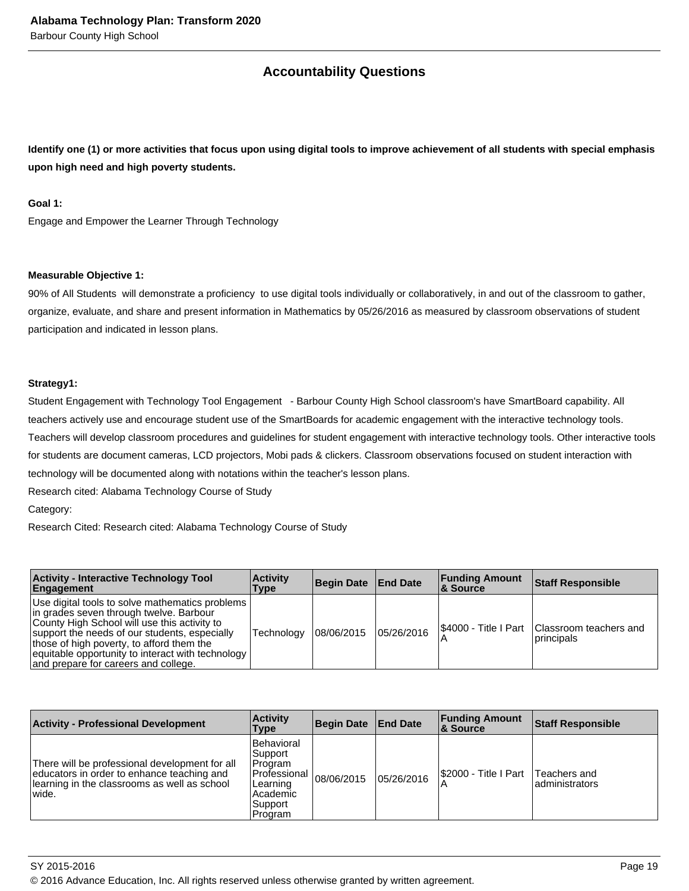## Accountability Questions

**Identify one (1) or more activities that focus upon using digital tools to improve achievement of all students with special emphasis upon high need and high poverty students.**

**Goal 1:**

Engage and Empower the Learner Through Technology

**Measurable Objective 1:**

90% of All Students will demonstrate a proficiency to use digital tools individually or collaboratively, in and out of the classroom to gather, organize, evaluate, and share and present information in Mathematics by 05/26/2016 as measured by classroom observations of student participation and indicated in lesson plans.

**Strategy1:**

Student Engagement with Technology Tool Engagement - Barbour County High School classroom's have SmartBoard capability. All teachers actively use and encourage student use of the SmartBoards for academic engagement with the interactive technology tools. Teachers will develop classroom procedures and guidelines for student engagement with interactive technology tools. Other interactive tools for students are document cameras, LCD projectors, Mobi pads & clickers. Classroom observations focused on student interaction with technology will be documented along with notations within the teacher's lesson plans.

Research cited: Alabama Technology Course of Study

Category:

Research Cited: Research cited: Alabama Technology Course of Study

| Activity - Interactive Technology Tool Engagement | Activity Type | Begin Date | End Date | Funding Amount & Source | Staff Responsible |
|---|---|---|---|---|---|
| Use digital tools to solve mathematics problems in grades seven through twelve. Barbour County High School will use this activity to support the needs of our students, especially those of high poverty, to afford them the equitable opportunity to interact with technology and prepare for careers and college. | Technology | 08/06/2015 | 05/26/2016 | $4000 - Title I Part A | Classroom teachers and principals |

| Activity - Professional Development | Activity Type | Begin Date | End Date | Funding Amount & Source | Staff Responsible |
|---|---|---|---|---|---|
| There will be professional development for all educators in order to enhance teaching and learning in the classrooms as well as school wide. | Behavioral Support Program Professional Learning Academic Support Program | 08/06/2015 | 05/26/2016 | $2000 - Title I Part A | Teachers and administrators |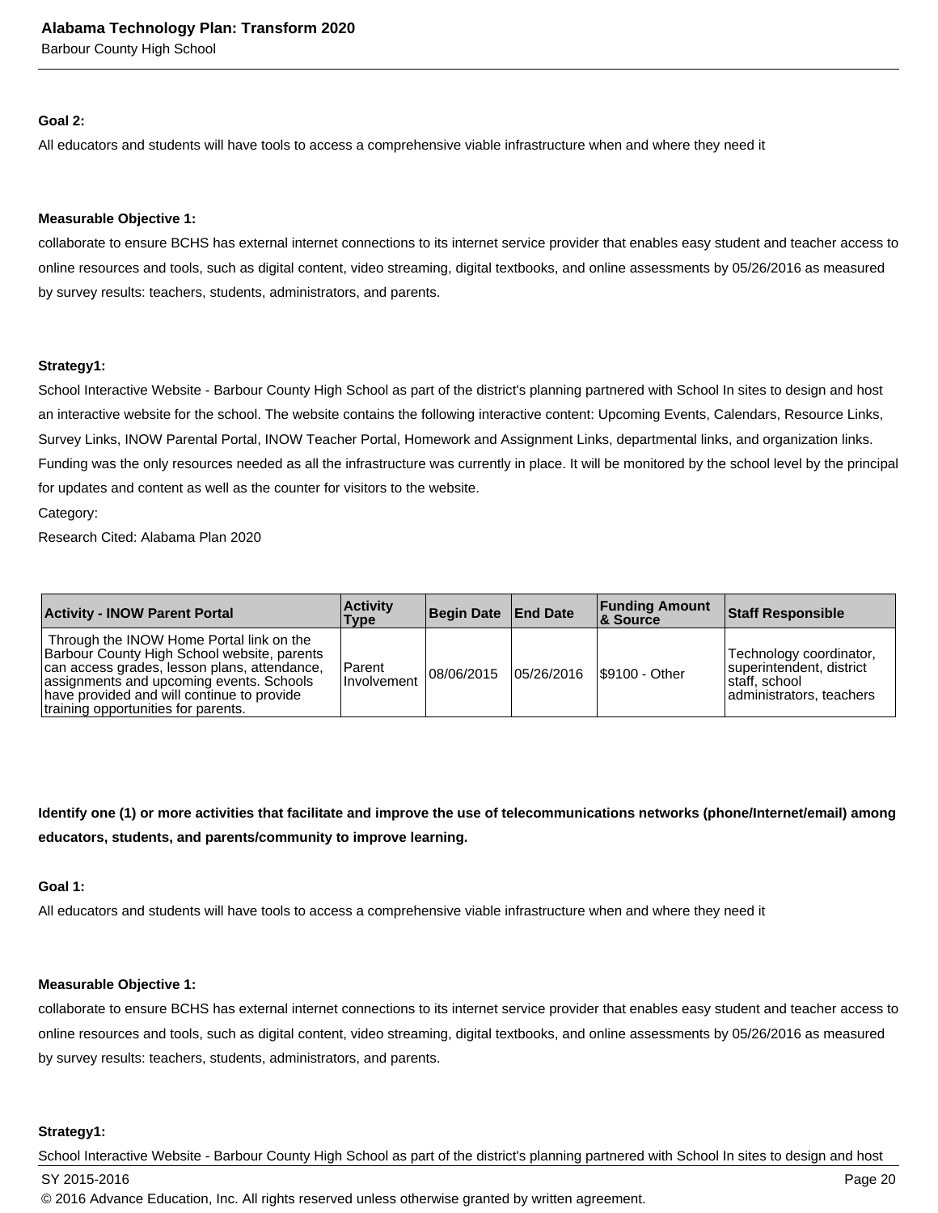**Goal 2:**

All educators and students will have tools to access a comprehensive viable infrastructure when and where they need it

**Measurable Objective 1:**

collaborate to ensure BCHS has external internet connections to its internet service provider that enables easy student and teacher access to online resources and tools, such as digital content, video streaming, digital textbooks, and online assessments by 05/26/2016 as measured by survey results: teachers, students, administrators, and parents.

**Strategy1:**

School Interactive Website - Barbour County High School as part of the district's planning partnered with School In sites to design and host an interactive website for the school. The website contains the following interactive content: Upcoming Events, Calendars, Resource Links, Survey Links, INOW Parental Portal, INOW Teacher Portal, Homework and Assignment Links, departmental links, and organization links. Funding was the only resources needed as all the infrastructure was currently in place. It will be monitored by the school level by the principal for updates and content as well as the counter for visitors to the website.

Category:

Research Cited: Alabama Plan 2020

| Activity - INOW Parent Portal | Activity Type | Begin Date | End Date | Funding Amount & Source | Staff Responsible |
|---|---|---|---|---|---|
| Through the INOW Home Portal link on the Barbour County High School website, parents can access grades, lesson plans, attendance, assignments and upcoming events. Schools have provided and will continue to provide training opportunities for parents. | Parent Involvement | 08/06/2015 | 05/26/2016 | $9100 - Other | Technology coordinator, superintendent, district staff, school administrators, teachers |

**Identify one (1) or more activities that facilitate and improve the use of telecommunications networks (phone/Internet/email) among educators, students, and parents/community to improve learning.**

**Goal 1:**

All educators and students will have tools to access a comprehensive viable infrastructure when and where they need it

**Measurable Objective 1:**

collaborate to ensure BCHS has external internet connections to its internet service provider that enables easy student and teacher access to online resources and tools, such as digital content, video streaming, digital textbooks, and online assessments by 05/26/2016 as measured by survey results: teachers, students, administrators, and parents.

**Strategy1:**

School Interactive Website - Barbour County High School as part of the district's planning partnered with School In sites to design and host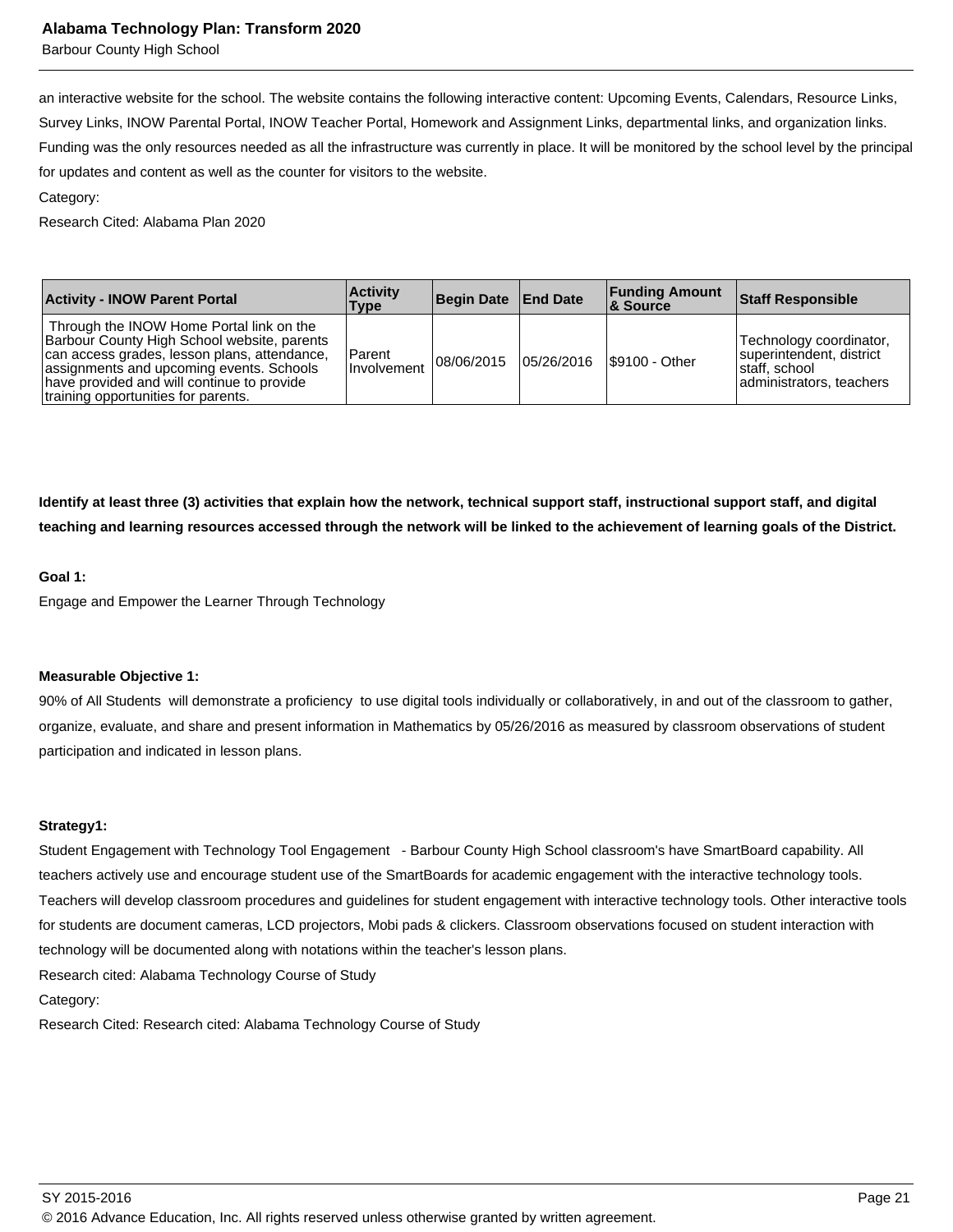an interactive website for the school. The website contains the following interactive content: Upcoming Events, Calendars, Resource Links, Survey Links, INOW Parental Portal, INOW Teacher Portal, Homework and Assignment Links, departmental links, and organization links. Funding was the only resources needed as all the infrastructure was currently in place. It will be monitored by the school level by the principal for updates and content as well as the counter for visitors to the website.

Category:

Research Cited: Alabama Plan 2020

| Activity - INOW Parent Portal | Activity Type | Begin Date | End Date | Funding Amount & Source | Staff Responsible |
|---|---|---|---|---|---|
| Through the INOW Home Portal link on the Barbour County High School website, parents can access grades, lesson plans, attendance, assignments and upcoming events. Schools have provided and will continue to provide training opportunities for parents. | Parent Involvement | 08/06/2015 | 05/26/2016 | $9100 - Other | Technology coordinator, superintendent, district staff, school administrators, teachers |

**Identify at least three (3) activities that explain how the network, technical support staff, instructional support staff, and digital teaching and learning resources accessed through the network will be linked to the achievement of learning goals of the District.**

**Goal 1:**

Engage and Empower the Learner Through Technology

**Measurable Objective 1:**

90% of All Students will demonstrate a proficiency to use digital tools individually or collaboratively, in and out of the classroom to gather, organize, evaluate, and share and present information in Mathematics by 05/26/2016 as measured by classroom observations of student participation and indicated in lesson plans.

**Strategy1:**

Student Engagement with Technology Tool Engagement - Barbour County High School classroom's have SmartBoard capability. All teachers actively use and encourage student use of the SmartBoards for academic engagement with the interactive technology tools. Teachers will develop classroom procedures and guidelines for student engagement with interactive technology tools. Other interactive tools for students are document cameras, LCD projectors, Mobi pads & clickers. Classroom observations focused on student interaction with technology will be documented along with notations within the teacher's lesson plans.

Research cited: Alabama Technology Course of Study

Category:

Research Cited: Research cited: Alabama Technology Course of Study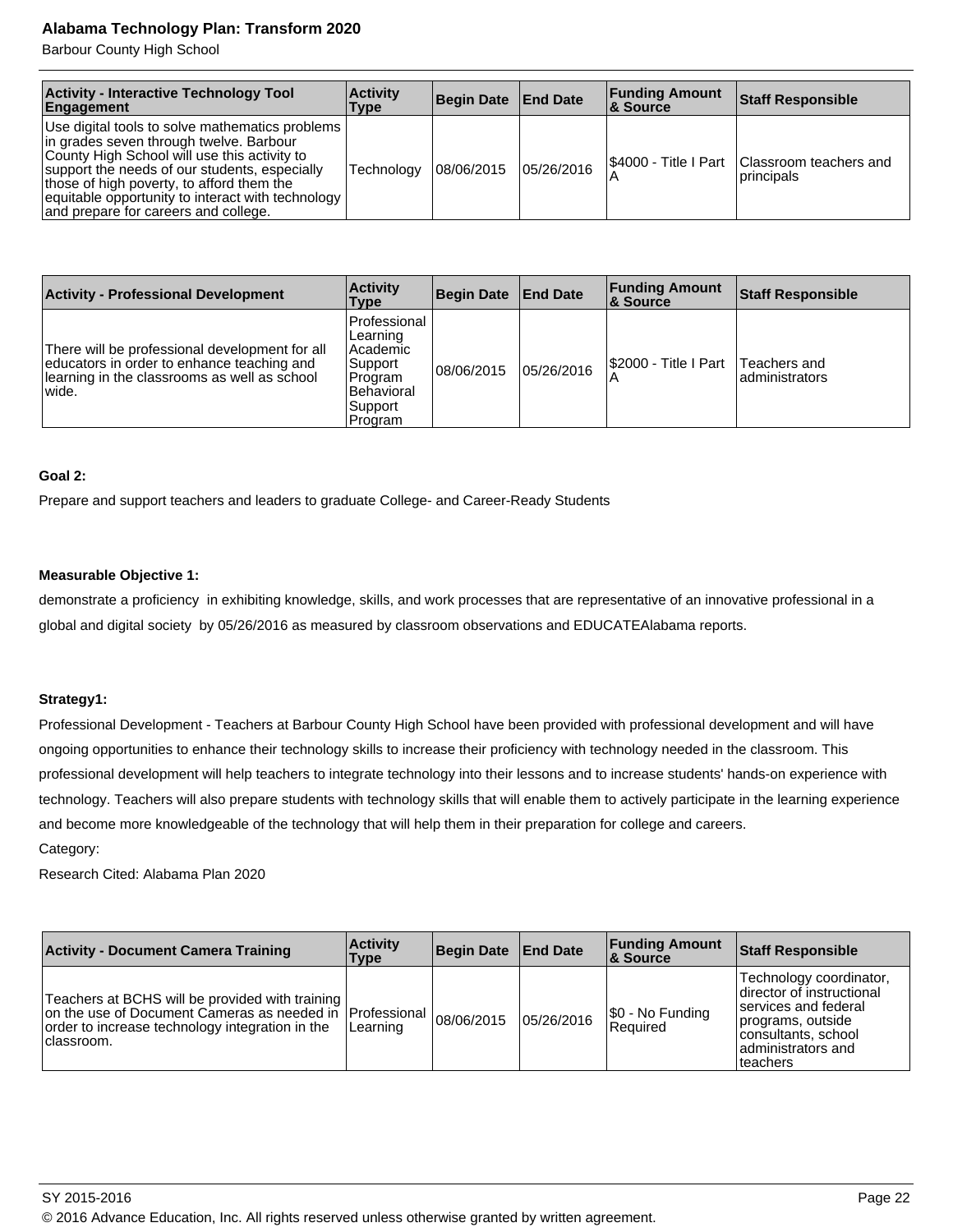| Activity - Interactive Technology Tool Engagement | Activity Type | Begin Date | End Date | Funding Amount & Source | Staff Responsible |
|---|---|---|---|---|---|
| Use digital tools to solve mathematics problems in grades seven through twelve. Barbour County High School will use this activity to support the needs of our students, especially those of high poverty, to afford them the equitable opportunity to interact with technology and prepare for careers and college. | Technology | 08/06/2015 | 05/26/2016 | $4000 - Title I Part A | Classroom teachers and principals |

| Activity - Professional Development | Activity Type | Begin Date | End Date | Funding Amount & Source | Staff Responsible |
|---|---|---|---|---|---|
| There will be professional development for all educators in order to enhance teaching and learning in the classrooms as well as school wide. | Professional Learning Academic Support Program Behavioral Support Program | 08/06/2015 | 05/26/2016 | $2000 - Title I Part A | Teachers and administrators |

**Goal 2:**

Prepare and support teachers and leaders to graduate College- and Career-Ready Students

**Measurable Objective 1:**

demonstrate a proficiency in exhibiting knowledge, skills, and work processes that are representative of an innovative professional in a global and digital society by 05/26/2016 as measured by classroom observations and EDUCATEAlabama reports.

**Strategy1:**

Professional Development - Teachers at Barbour County High School have been provided with professional development and will have ongoing opportunities to enhance their technology skills to increase their proficiency with technology needed in the classroom. This professional development will help teachers to integrate technology into their lessons and to increase students' hands-on experience with technology. Teachers will also prepare students with technology skills that will enable them to actively participate in the learning experience and become more knowledgeable of the technology that will help them in their preparation for college and careers.

Category:

Research Cited: Alabama Plan 2020

| Activity - Document Camera Training | Activity Type | Begin Date | End Date | Funding Amount & Source | Staff Responsible |
|---|---|---|---|---|---|
| Teachers at BCHS will be provided with training on the use of Document Cameras as needed in order to increase technology integration in the classroom. | Professional Learning | 08/06/2015 | 05/26/2016 | $0 - No Funding Required | Technology coordinator, director of instructional services and federal programs, outside consultants, school administrators and teachers |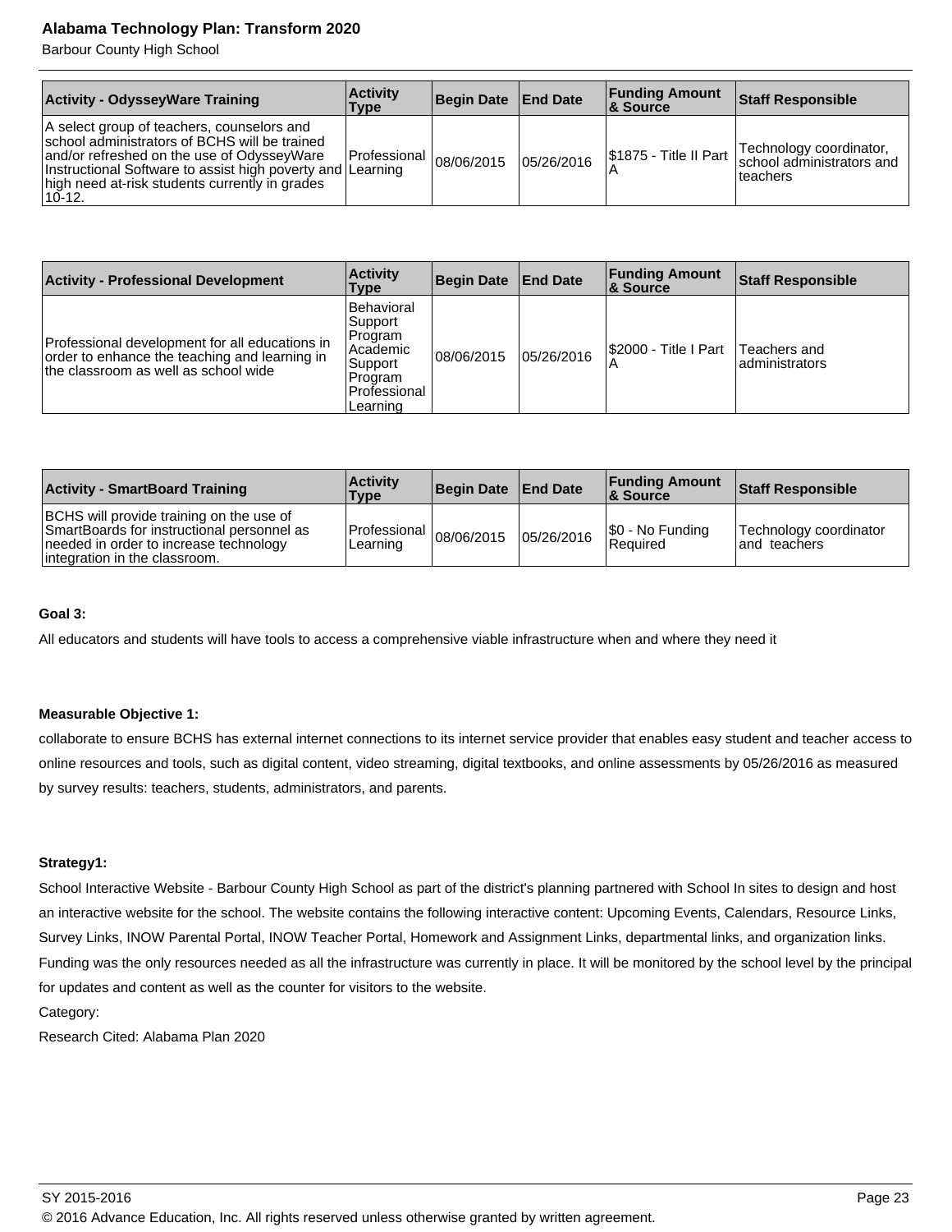| Activity - OdysseyWare Training | Activity Type | Begin Date | End Date | Funding Amount & Source | Staff Responsible |
|---|---|---|---|---|---|
| A select group of teachers, counselors and school administrators of BCHS will be trained and/or refreshed on the use of OdysseyWare Instructional Software to assist high poverty and high need at-risk students currently in grades 10-12. | Professional Learning | 08/06/2015 | 05/26/2016 | $1875 - Title II Part A | Technology coordinator, school administrators and teachers |

| Activity - Professional Development | Activity Type | Begin Date | End Date | Funding Amount & Source | Staff Responsible |
|---|---|---|---|---|---|
| Professional development for all educations in order to enhance the teaching and learning in the classroom as well as school wide | Behavioral Support Program Academic Support Program Professional Learning | 08/06/2015 | 05/26/2016 | $2000 - Title I Part A | Teachers and administrators |

| Activity - SmartBoard Training | Activity Type | Begin Date | End Date | Funding Amount & Source | Staff Responsible |
|---|---|---|---|---|---|
| BCHS will provide training on the use of SmartBoards for instructional personnel as needed in order to increase technology integration in the classroom. | Professional Learning | 08/06/2015 | 05/26/2016 | $0 - No Funding Required | Technology coordinator and teachers |

**Goal 3:**

All educators and students will have tools to access a comprehensive viable infrastructure when and where they need it

**Measurable Objective 1:**

collaborate to ensure BCHS has external internet connections to its internet service provider that enables easy student and teacher access to online resources and tools, such as digital content, video streaming, digital textbooks, and online assessments by 05/26/2016 as measured by survey results: teachers, students, administrators, and parents.

**Strategy1:**

School Interactive Website - Barbour County High School as part of the district's planning partnered with School In sites to design and host an interactive website for the school. The website contains the following interactive content: Upcoming Events, Calendars, Resource Links, Survey Links, INOW Parental Portal, INOW Teacher Portal, Homework and Assignment Links, departmental links, and organization links. Funding was the only resources needed as all the infrastructure was currently in place. It will be monitored by the school level by the principal for updates and content as well as the counter for visitors to the website.

Category:

Research Cited: Alabama Plan 2020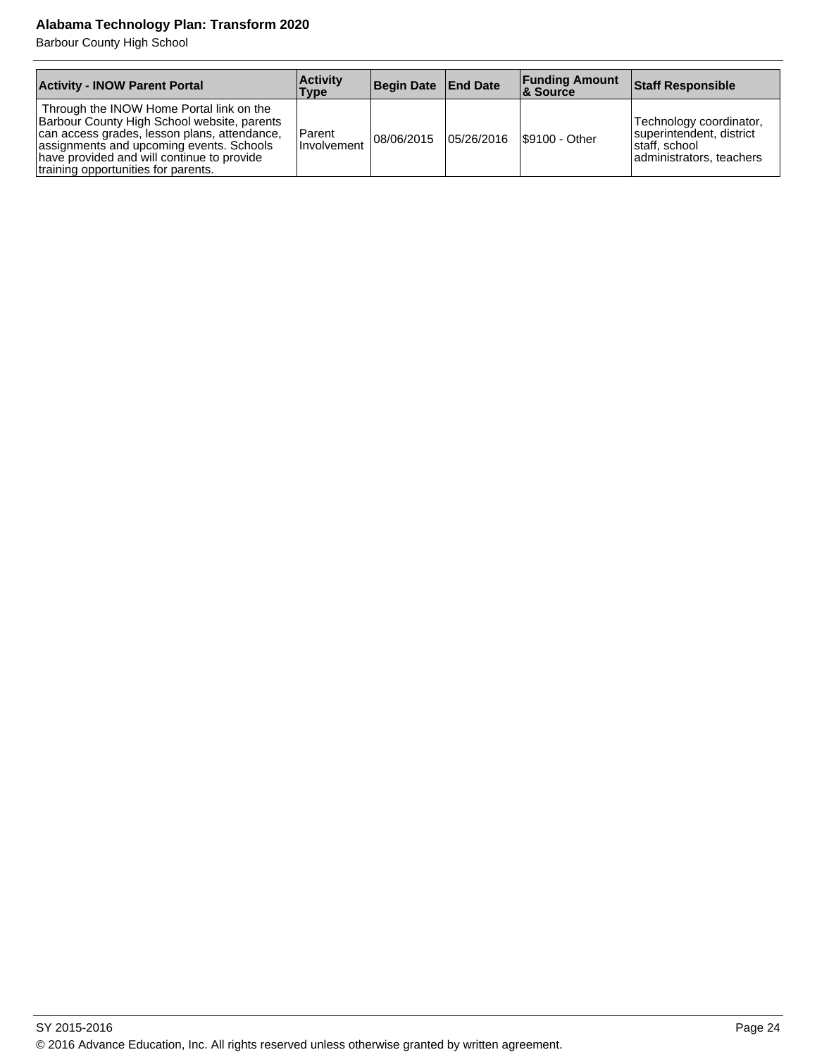| Activity - INOW Parent Portal | Activity Type | Begin Date | End Date | Funding Amount & Source | Staff Responsible |
|---|---|---|---|---|---|
| Through the INOW Home Portal link on the Barbour County High School website, parents can access grades, lesson plans, attendance, assignments and upcoming events. Schools have provided and will continue to provide training opportunities for parents. | Parent Involvement | 08/06/2015 | 05/26/2016 | $9100 - Other | Technology coordinator, superintendent, district staff, school administrators, teachers |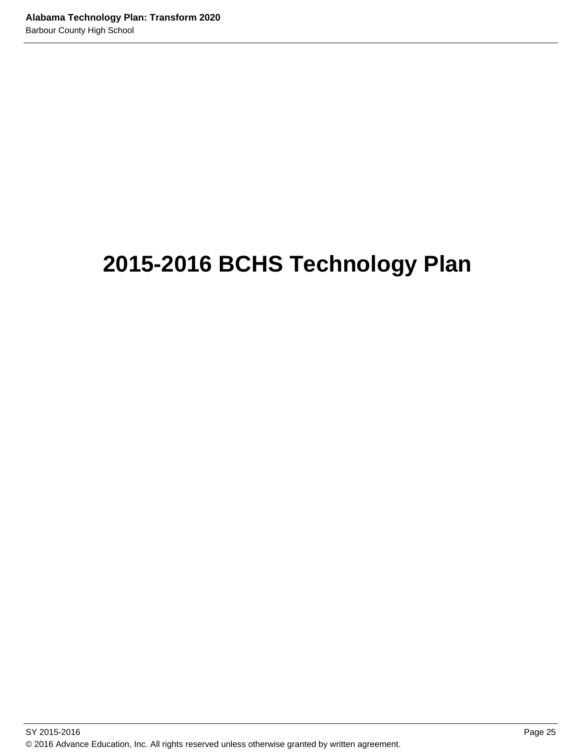# 2015-2016 BCHS Technology Plan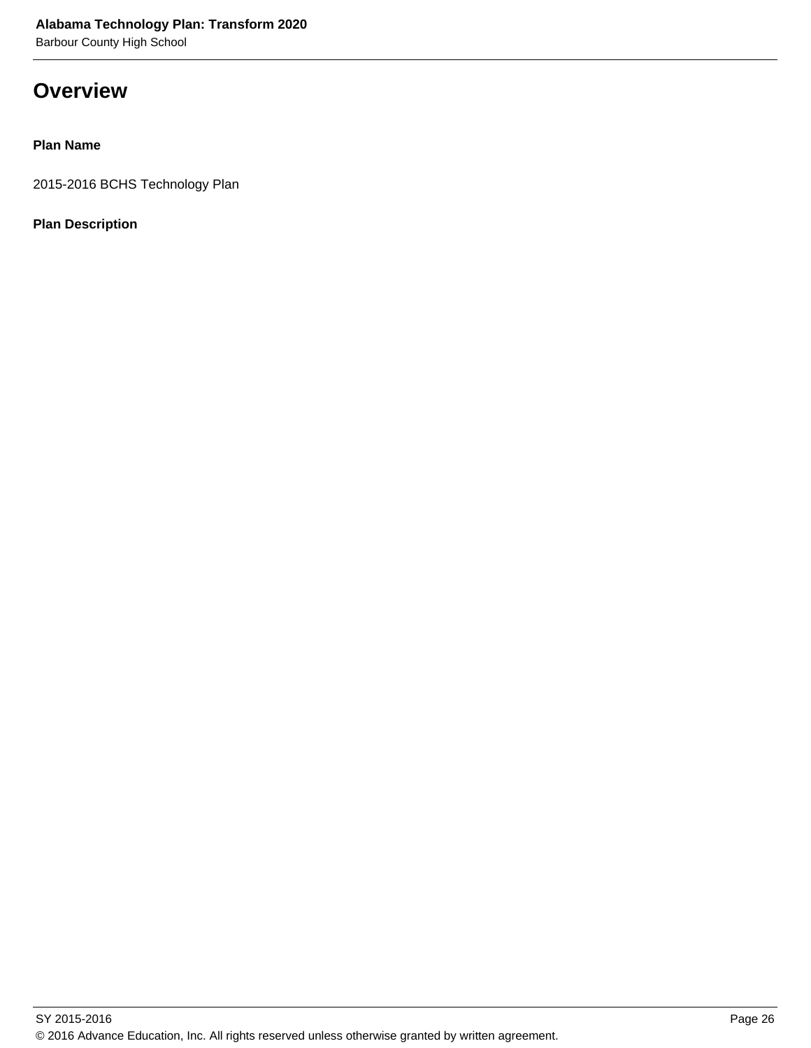# Overview

**Plan Name**

2015-2016 BCHS Technology Plan

**Plan Description**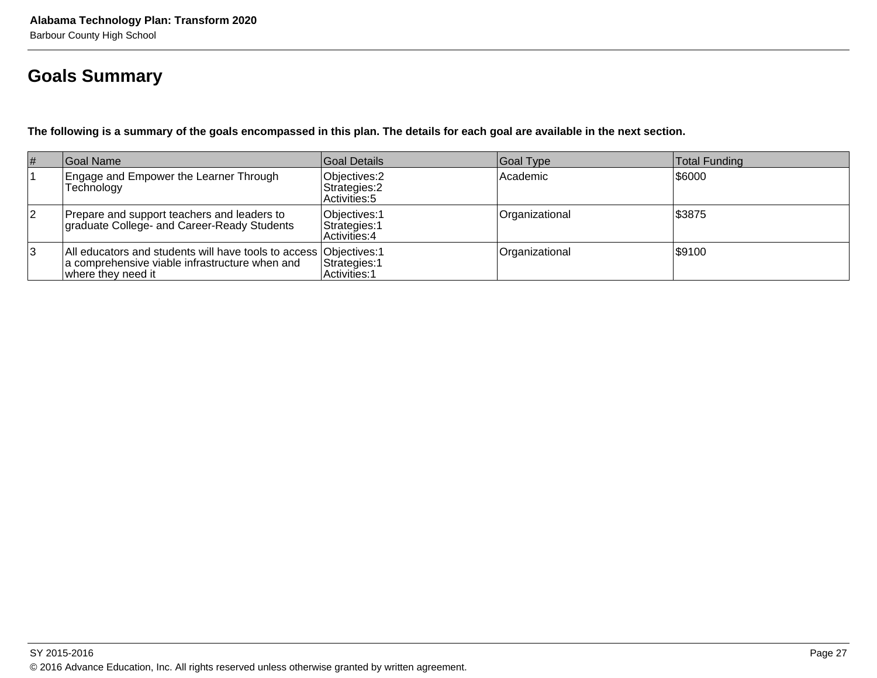# Goals Summary

**The following is a summary of the goals encompassed in this plan. The details for each goal are available in the next section.**

| # | Goal Name | Goal Details | Goal Type | Total Funding |
|---|---|---|---|---|
| 1 | Engage and Empower the Learner Through Technology | Objectives:2<br>Strategies:2<br>Activities:5 | Academic | $6000 |
| 2 | Prepare and support teachers and leaders to graduate College- and Career-Ready Students | Objectives:1<br>Strategies:1<br>Activities:4 | Organizational | $3875 |
| 3 | All educators and students will have tools to access a comprehensive viable infrastructure when and where they need it | Objectives:1<br>Strategies:1<br>Activities:1 | Organizational | $9100 |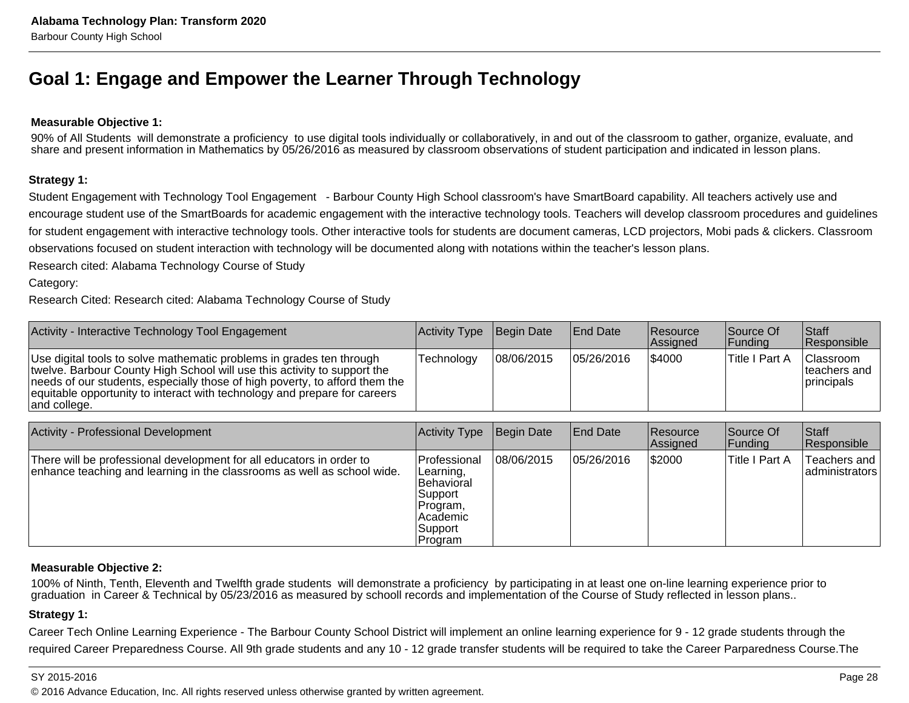## Goal 1: Engage and Empower the Learner Through Technology

**Measurable Objective 1:**

90% of All Students will demonstrate a proficiency to use digital tools individually or collaboratively, in and out of the classroom to gather, organize, evaluate, and share and present information in Mathematics by 05/26/2016 as measured by classroom observations of student participation and indicated in lesson plans.

**Strategy 1:**

Student Engagement with Technology Tool Engagement - Barbour County High School classroom's have SmartBoard capability. All teachers actively use and encourage student use of the SmartBoards for academic engagement with the interactive technology tools. Teachers will develop classroom procedures and guidelines for student engagement with interactive technology tools. Other interactive tools for students are document cameras, LCD projectors, Mobi pads & clickers. Classroom observations focused on student interaction with technology will be documented along with notations within the teacher's lesson plans.

Research cited: Alabama Technology Course of Study

Category:

Research Cited: Research cited: Alabama Technology Course of Study

| Activity - Interactive Technology Tool Engagement | Activity Type | Begin Date | End Date | Resource Assigned | Source Of Funding | Staff Responsible |
|---|---|---|---|---|---|---|
| Use digital tools to solve mathematic problems in grades ten through twelve. Barbour County High School will use this activity to support the needs of our students, especially those of high poverty, to afford them the equitable opportunity to interact with technology and prepare for careers and college. | Technology | 08/06/2015 | 05/26/2016 | $4000 | Title I Part A | Classroom teachers and principals |

| Activity - Professional Development | Activity Type | Begin Date | End Date | Resource Assigned | Source Of Funding | Staff Responsible |
|---|---|---|---|---|---|---|
| There will be professional development for all educators in order to enhance teaching and learning in the classrooms as well as school wide. | Professional Learning, Behavioral Support Program, Academic Support Program | 08/06/2015 | 05/26/2016 | $2000 | Title I Part A | Teachers and administrators |

**Measurable Objective 2:**

100% of Ninth, Tenth, Eleventh and Twelfth grade students will demonstrate a proficiency by participating in at least one on-line learning experience prior to graduation in Career & Technical by 05/23/2016 as measured by schooll records and implementation of the Course of Study reflected in lesson plans..

**Strategy 1:**

Career Tech Online Learning Experience - The Barbour County School District will implement an online learning experience for 9 - 12 grade students through the required Career Preparedness Course. All 9th grade students and any 10 - 12 grade transfer students will be required to take the Career Parparedness Course.The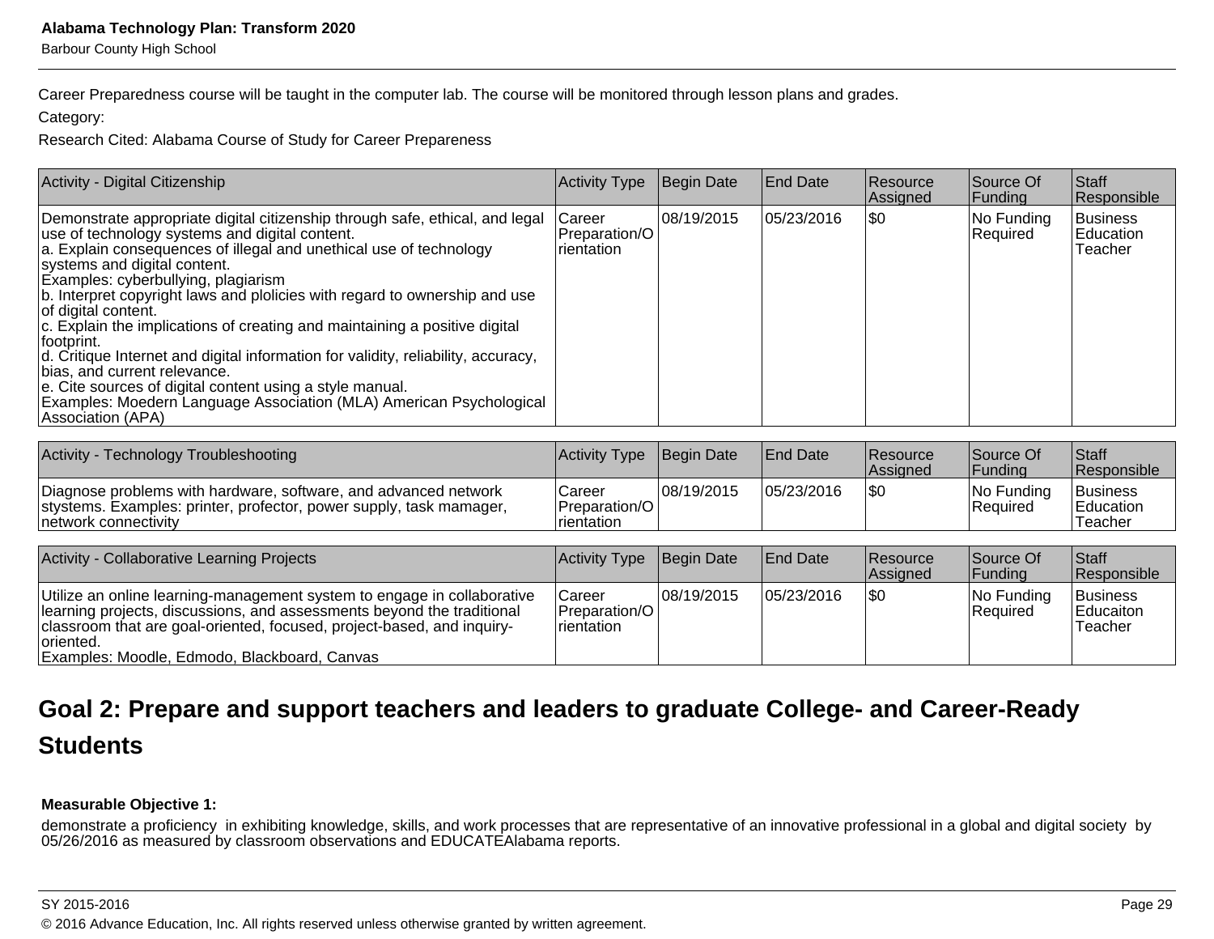Career Preparedness course will be taught in the computer lab. The course will be monitored through lesson plans and grades.

Category:

Research Cited: Alabama Course of Study for Career Prepareness

| Activity - Digital Citizenship | Activity Type | Begin Date | End Date | Resource Assigned | Source Of Funding | Staff Responsible |
|---|---|---|---|---|---|---|
| Demonstrate appropriate digital citizenship through safe, ethical, and legal use of technology systems and digital content.<br>a. Explain consequences of illegal and unethical use of technology systems and digital content.<br>Examples: cyberbullying, plagiarism<br>b. Interpret copyright laws and plolicies with regard to ownership and use of digital content.<br>c. Explain the implications of creating and maintaining a positive digital footprint.<br>d. Critique Internet and digital information for validity, reliability, accuracy, bias, and current relevance.<br>e. Cite sources of digital content using a style manual.<br>Examples: Moedern Language Association (MLA) American Psychological Association (APA) | Career Preparation/Orientation | 08/19/2015 | 05/23/2016 | $0 | No Funding Required | Business Education Teacher |

| Activity - Technology Troubleshooting | Activity Type | Begin Date | End Date | Resource Assigned | Source Of Funding | Staff Responsible |
|---|---|---|---|---|---|---|
| Diagnose problems with hardware, software, and advanced network stystems. Examples: printer, profector, power supply, task mamager, network connectivity | Career Preparation/Orientation | 08/19/2015 | 05/23/2016 | $0 | No Funding Required | Business Education Teacher |

| Activity - Collaborative Learning Projects | Activity Type | Begin Date | End Date | Resource Assigned | Source Of Funding | Staff Responsible |
|---|---|---|---|---|---|---|
| Utilize an online learning-management system to engage in collaborative learning projects, discussions, and assessments beyond the traditional classroom that are goal-oriented, focused, project-based, and inquiry-oriented.<br>Examples: Moodle, Edmodo, Blackboard, Canvas | Career Preparation/Orientation | 08/19/2015 | 05/23/2016 | $0 | No Funding Required | Business Educaiton Teacher |

## Goal 2: Prepare and support teachers and leaders to graduate College- and Career-Ready Students

**Measurable Objective 1:**

demonstrate a proficiency in exhibiting knowledge, skills, and work processes that are representative of an innovative professional in a global and digital society by 05/26/2016 as measured by classroom observations and EDUCATEAlabama reports.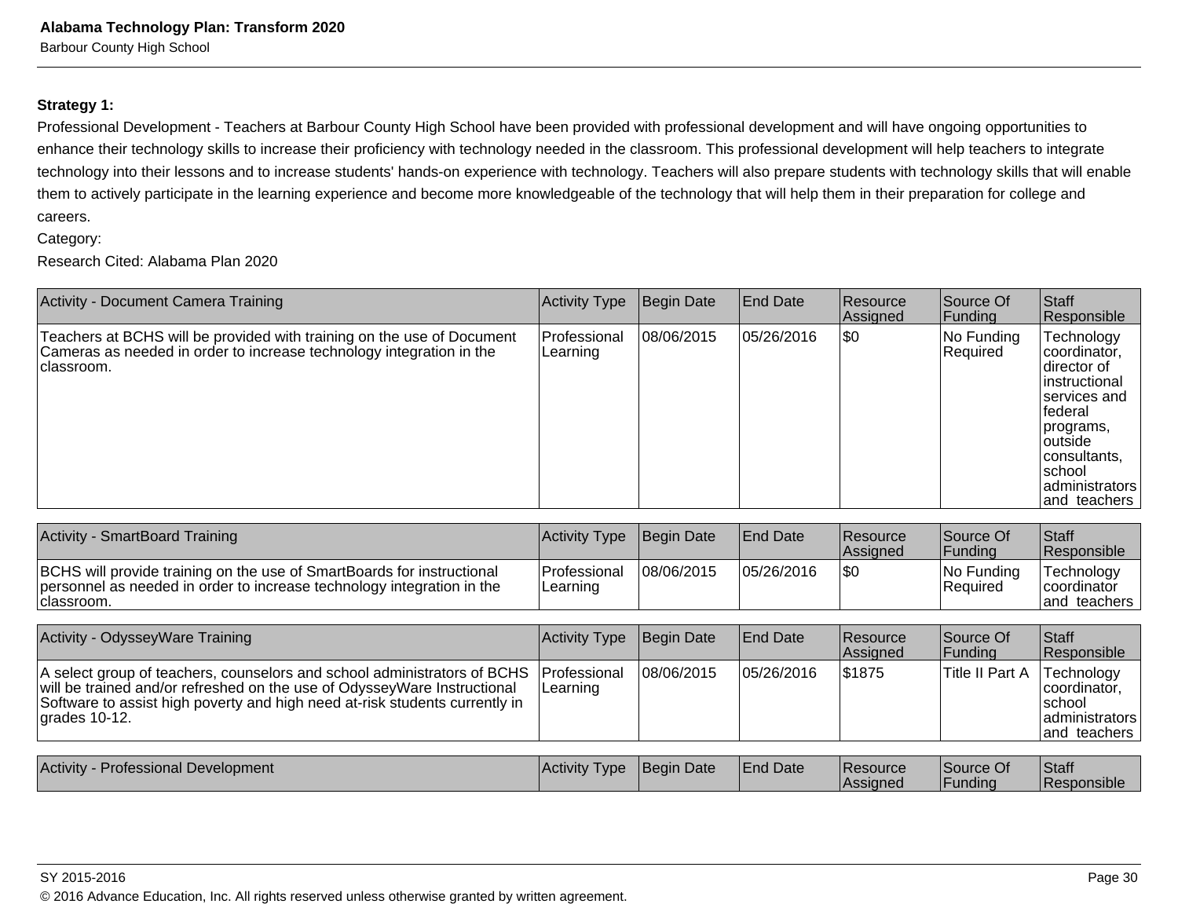**Strategy 1:**

Professional Development - Teachers at Barbour County High School have been provided with professional development and will have ongoing opportunities to enhance their technology skills to increase their proficiency with technology needed in the classroom. This professional development will help teachers to integrate technology into their lessons and to increase students' hands-on experience with technology. Teachers will also prepare students with technology skills that will enable them to actively participate in the learning experience and become more knowledgeable of the technology that will help them in their preparation for college and careers.

Category:

Research Cited: Alabama Plan 2020

| Activity - Document Camera Training | Activity Type | Begin Date | End Date | Resource Assigned | Source Of Funding | Staff Responsible |
|---|---|---|---|---|---|---|
| Teachers at BCHS will be provided with training on the use of Document Cameras as needed in order to increase technology integration in the classroom. | Professional Learning | 08/06/2015 | 05/26/2016 | $0 | No Funding Required | Technology coordinator, director of instructional services and federal programs, outside consultants, school administrators and teachers |

| Activity - SmartBoard Training | Activity Type | Begin Date | End Date | Resource Assigned | Source Of Funding | Staff Responsible |
|---|---|---|---|---|---|---|
| BCHS will provide training on the use of SmartBoards for instructional personnel as needed in order to increase technology integration in the classroom. | Professional Learning | 08/06/2015 | 05/26/2016 | $0 | No Funding Required | Technology coordinator and teachers |

| Activity - OdysseyWare Training | Activity Type | Begin Date | End Date | Resource Assigned | Source Of Funding | Staff Responsible |
|---|---|---|---|---|---|---|
| A select group of teachers, counselors and school administrators of BCHS will be trained and/or refreshed on the use of OdysseyWare Instructional Software to assist high poverty and high need at-risk students currently in grades 10-12. | Professional Learning | 08/06/2015 | 05/26/2016 | $1875 | Title II Part A | Technology coordinator, school administrators and teachers |

| Activity - Professional Development | Activity Type | Begin Date | End Date | Resource Assigned | Source Of Funding | Staff Responsible |
|---|---|---|---|---|---|---|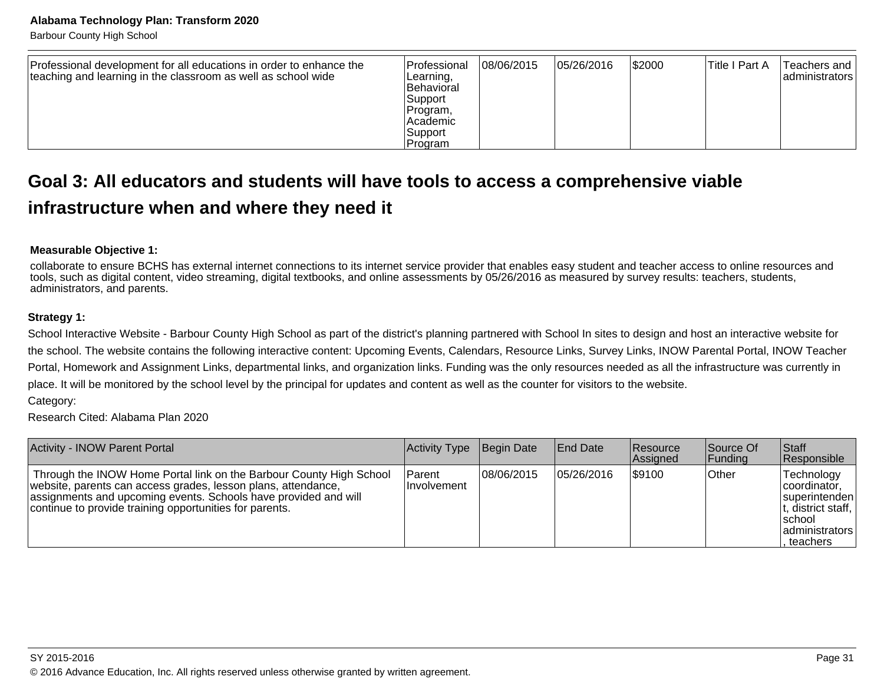| Professional development for all educations in order to enhance the teaching and learning in the classroom as well as school wide | Professional Learning, Behavioral Support Program, Academic Support Program | 08/06/2015 | 05/26/2016 | $2000 | Title I Part A | Teachers and administrators |
|---|---|---|---|---|---|---|

## Goal 3: All educators and students will have tools to access a comprehensive viable infrastructure when and where they need it

**Measurable Objective 1:**

collaborate to ensure BCHS has external internet connections to its internet service provider that enables easy student and teacher access to online resources and tools, such as digital content, video streaming, digital textbooks, and online assessments by 05/26/2016 as measured by survey results: teachers, students, administrators, and parents.

**Strategy 1:**

School Interactive Website - Barbour County High School as part of the district's planning partnered with School In sites to design and host an interactive website for the school. The website contains the following interactive content: Upcoming Events, Calendars, Resource Links, Survey Links, INOW Parental Portal, INOW Teacher Portal, Homework and Assignment Links, departmental links, and organization links. Funding was the only resources needed as all the infrastructure was currently in place. It will be monitored by the school level by the principal for updates and content as well as the counter for visitors to the website.

Category:

Research Cited: Alabama Plan 2020

| Activity - INOW Parent Portal | Activity Type | Begin Date | End Date | Resource Assigned | Source Of Funding | Staff Responsible |
|---|---|---|---|---|---|---|
| Through the INOW Home Portal link on the Barbour County High School website, parents can access grades, lesson plans, attendance, assignments and upcoming events. Schools have provided and will continue to provide training opportunities for parents. | Parent Involvement | 08/06/2015 | 05/26/2016 | $9100 | Other | Technology coordinator, superintendent, district staff, school administrators, teachers |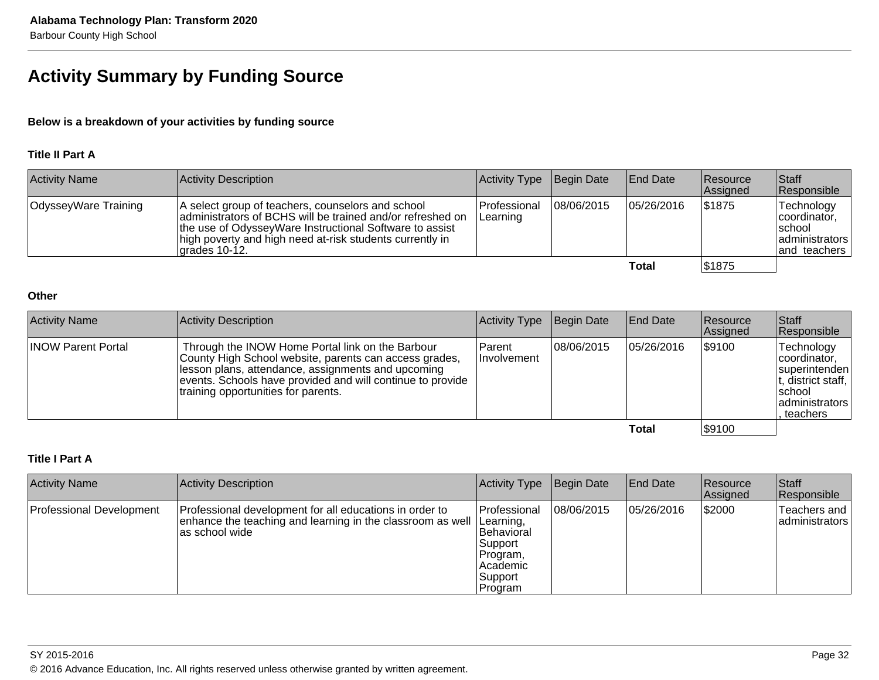## Activity Summary by Funding Source

**Below is a breakdown of your activities by funding source**

### Title II Part A

| Activity Name | Activity Description | Activity Type | Begin Date | End Date | Resource Assigned | Staff Responsible |
|---|---|---|---|---|---|---|
| OdysseyWare Training | A select group of teachers, counselors and school administrators of BCHS will be trained and/or refreshed on the use of OdysseyWare Instructional Software to assist high poverty and high need at-risk students currently in grades 10-12. | Professional Learning | 08/06/2015 | 05/26/2016 | $1875 | Technology coordinator, school administrators and teachers |
| | | | | **Total** | $1875 | |

### Other

| Activity Name | Activity Description | Activity Type | Begin Date | End Date | Resource Assigned | Staff Responsible |
|---|---|---|---|---|---|---|
| INOW Parent Portal | Through the INOW Home Portal link on the Barbour County High School website, parents can access grades, lesson plans, attendance, assignments and upcoming events. Schools have provided and will continue to provide training opportunities for parents. | Parent Involvement | 08/06/2015 | 05/26/2016 | $9100 | Technology coordinator, superintendent, district staff, school administrators, teachers |
| | | | | **Total** | $9100 | |

### Title I Part A

| Activity Name | Activity Description | Activity Type | Begin Date | End Date | Resource Assigned | Staff Responsible |
|---|---|---|---|---|---|---|
| Professional Development | Professional development for all educations in order to enhance the teaching and learning in the classroom as well as school wide | Professional Learning, Behavioral Support Program, Academic Support Program | 08/06/2015 | 05/26/2016 | $2000 | Teachers and administrators |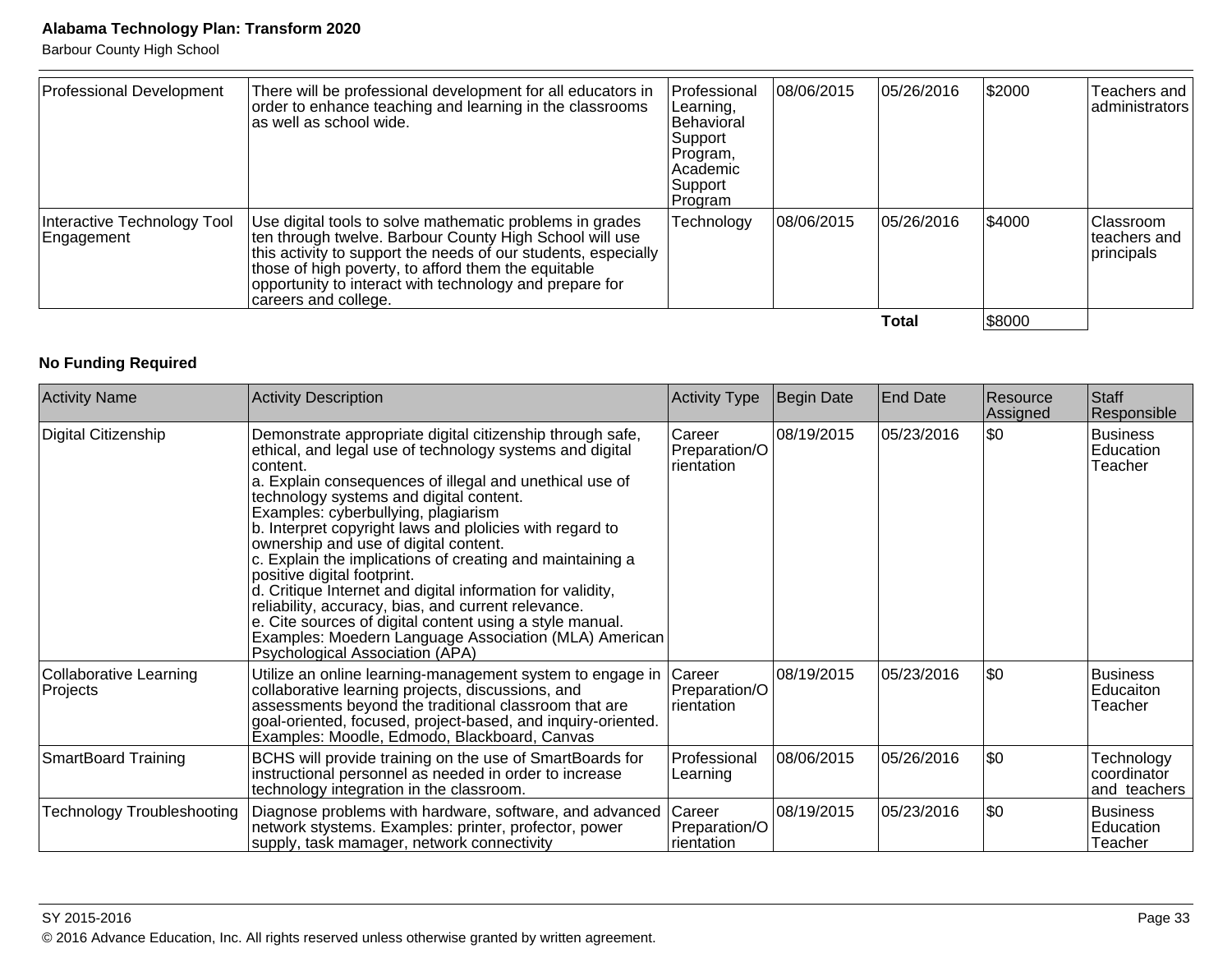| Professional Development | There will be professional development for all educators in order to enhance teaching and learning in the classrooms as well as school wide. | Professional Learning, Behavioral Support Program, Academic Support Program | 08/06/2015 | 05/26/2016 | $2000 | Teachers and administrators |
|---|---|---|---|---|---|---|
| Interactive Technology Tool Engagement | Use digital tools to solve mathematic problems in grades ten through twelve. Barbour County High School will use this activity to support the needs of our students, especially those of high poverty, to afford them the equitable opportunity to interact with technology and prepare for careers and college. | Technology | 08/06/2015 | 05/26/2016 | $4000 | Classroom teachers and principals |
| | | | | **Total** | $8000 | |

**No Funding Required**

| Activity Name | Activity Description | Activity Type | Begin Date | End Date | Resource Assigned | Staff Responsible |
|---|---|---|---|---|---|---|
| Digital Citizenship | Demonstrate appropriate digital citizenship through safe, ethical, and legal use of technology systems and digital content.<br>a. Explain consequences of illegal and unethical use of technology systems and digital content.<br>Examples: cyberbullying, plagiarism<br>b. Interpret copyright laws and plolicies with regard to ownership and use of digital content.<br>c. Explain the implications of creating and maintaining a positive digital footprint.<br>d. Critique Internet and digital information for validity, reliability, accuracy, bias, and current relevance.<br>e. Cite sources of digital content using a style manual.<br>Examples: Moedern Language Association (MLA) American Psychological Association (APA) | Career Preparation/Orientation | 08/19/2015 | 05/23/2016 | $0 | Business Education Teacher |
| Collaborative Learning Projects | Utilize an online learning-management system to engage in collaborative learning projects, discussions, and assessments beyond the traditional classroom that are goal-oriented, focused, project-based, and inquiry-oriented. Examples: Moodle, Edmodo, Blackboard, Canvas | Career Preparation/Orientation | 08/19/2015 | 05/23/2016 | $0 | Business Educaiton Teacher |
| SmartBoard Training | BCHS will provide training on the use of SmartBoards for instructional personnel as needed in order to increase technology integration in the classroom. | Professional Learning | 08/06/2015 | 05/26/2016 | $0 | Technology coordinator and teachers |
| Technology Troubleshooting | Diagnose problems with hardware, software, and advanced network stystems. Examples: printer, profector, power supply, task mamager, network connectivity | Career Preparation/Orientation | 08/19/2015 | 05/23/2016 | $0 | Business Education Teacher |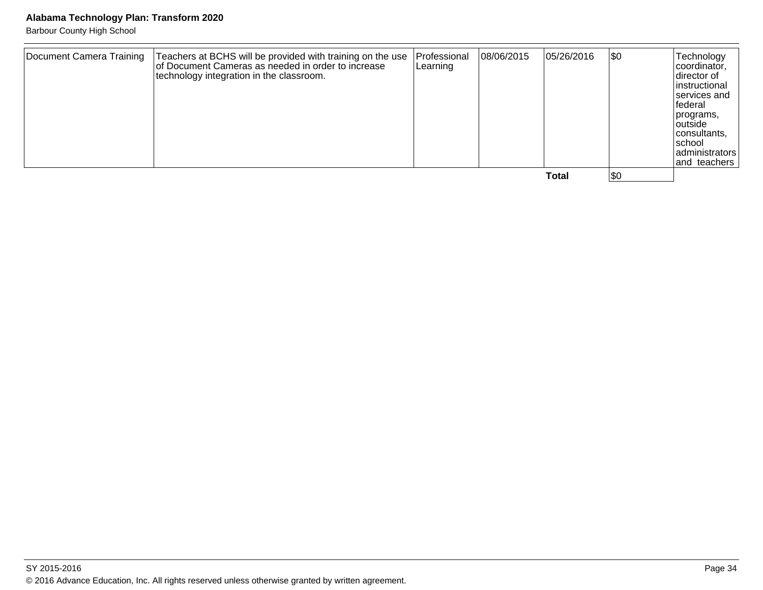| | | | | | | |
|---|---|---|---|---|---|---|
| Document Camera Training | Teachers at BCHS will be provided with training on the use of Document Cameras as needed in order to increase technology integration in the classroom. | Professional Learning | 08/06/2015 | 05/26/2016 | $0 | Technology coordinator, director of instructional services and federal programs, outside consultants, school administrators and teachers |
| | | | | **Total** | $0 | |